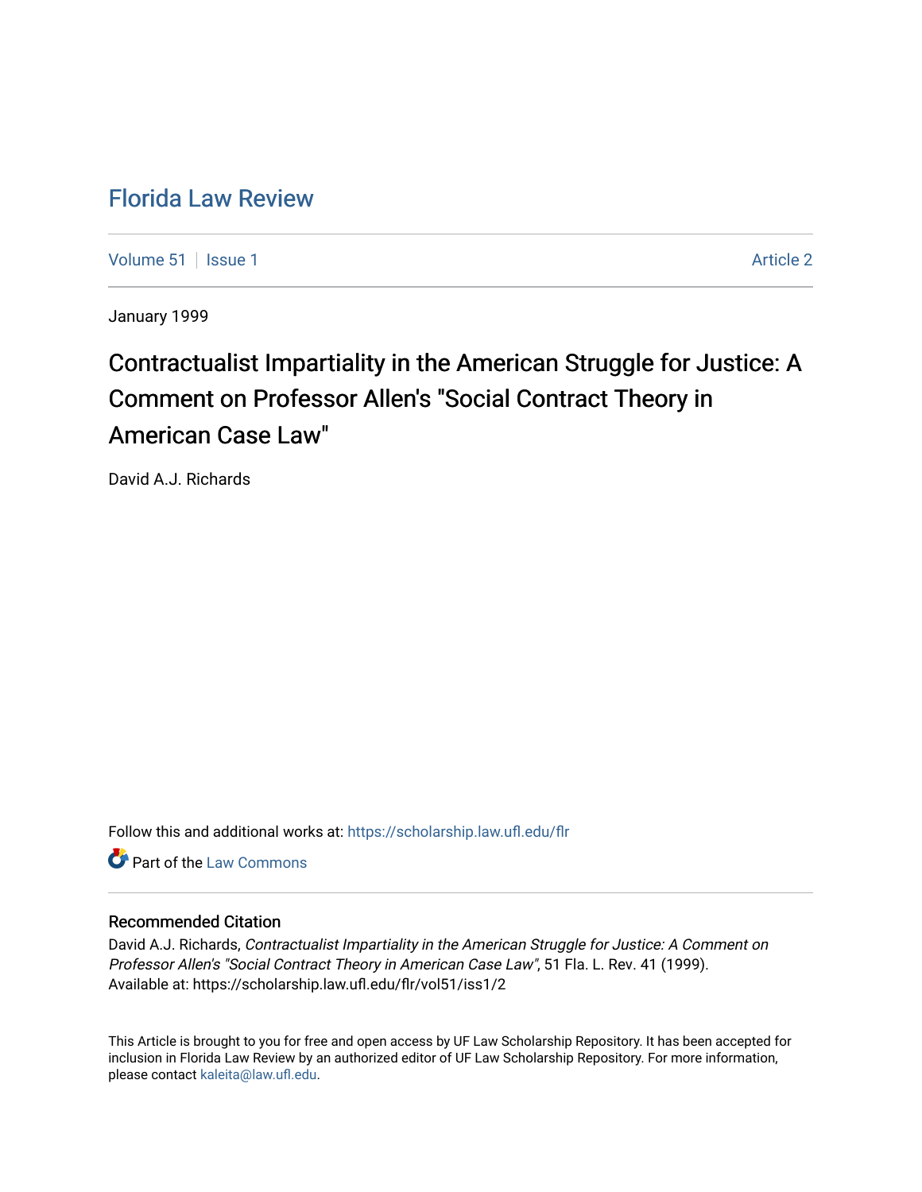# Florida Law Review

Volume 51 | Issue 1 | Article 2

January 1999

## Contractualist Impartiality in the American Struggle for Justice: A Comment on Professor Allen's "Social Contract Theory in American Case Law"

David A.J. Richards

Follow this and additional works at: https://scholarship.law.ufl.edu/flr

Part of the Law Commons

### Recommended Citation

David A.J. Richards, *Contractualist Impartiality in the American Struggle for Justice: A Comment on Professor Allen's "Social Contract Theory in American Case Law"*, 51 Fla. L. Rev. 41 (1999).
Available at: https://scholarship.law.ufl.edu/flr/vol51/iss1/2

This Article is brought to you for free and open access by UF Law Scholarship Repository. It has been accepted for inclusion in Florida Law Review by an authorized editor of UF Law Scholarship Repository. For more information, please contact kaleita@law.ufl.edu.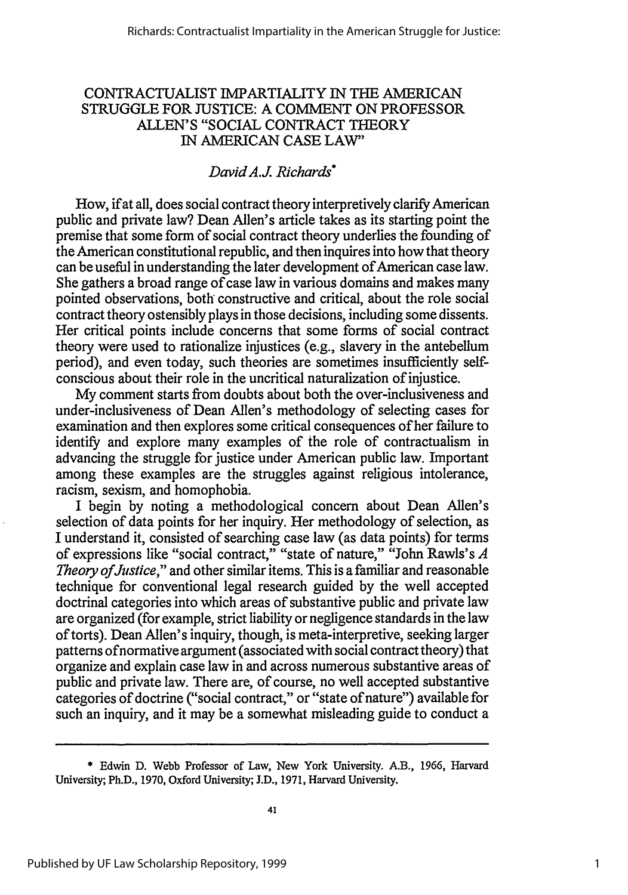# CONTRACTUALIST IMPARTIALITY IN THE AMERICAN STRUGGLE FOR JUSTICE: A COMMENT ON PROFESSOR ALLEN'S "SOCIAL CONTRACT THEORY IN AMERICAN CASE LAW"

*David A.J. Richards*[*]

How, if at all, does social contract theory interpretively clarify American public and private law? Dean Allen's article takes as its starting point the premise that some form of social contract theory underlies the founding of the American constitutional republic, and then inquires into how that theory can be useful in understanding the later development of American case law. She gathers a broad range of case law in various domains and makes many pointed observations, both constructive and critical, about the role social contract theory ostensibly plays in those decisions, including some dissents. Her critical points include concerns that some forms of social contract theory were used to rationalize injustices (e.g., slavery in the antebellum period), and even today, such theories are sometimes insufficiently self-conscious about their role in the uncritical naturalization of injustice.

My comment starts from doubts about both the over-inclusiveness and under-inclusiveness of Dean Allen's methodology of selecting cases for examination and then explores some critical consequences of her failure to identify and explore many examples of the role of contractualism in advancing the struggle for justice under American public law. Important among these examples are the struggles against religious intolerance, racism, sexism, and homophobia.

I begin by noting a methodological concern about Dean Allen's selection of data points for her inquiry. Her methodology of selection, as I understand it, consisted of searching case law (as data points) for terms of expressions like "social contract," "state of nature," "John Rawls's *A Theory of Justice*," and other similar items. This is a familiar and reasonable technique for conventional legal research guided by the well accepted doctrinal categories into which areas of substantive public and private law are organized (for example, strict liability or negligence standards in the law of torts). Dean Allen's inquiry, though, is meta-interpretive, seeking larger patterns of normative argument (associated with social contract theory) that organize and explain case law in and across numerous substantive areas of public and private law. There are, of course, no well accepted substantive categories of doctrine ("social contract," or "state of nature") available for such an inquiry, and it may be a somewhat misleading guide to conduct a

---

[*] Edwin D. Webb Professor of Law, New York University. A.B., 1966, Harvard University; Ph.D., 1970, Oxford University; J.D., 1971, Harvard University.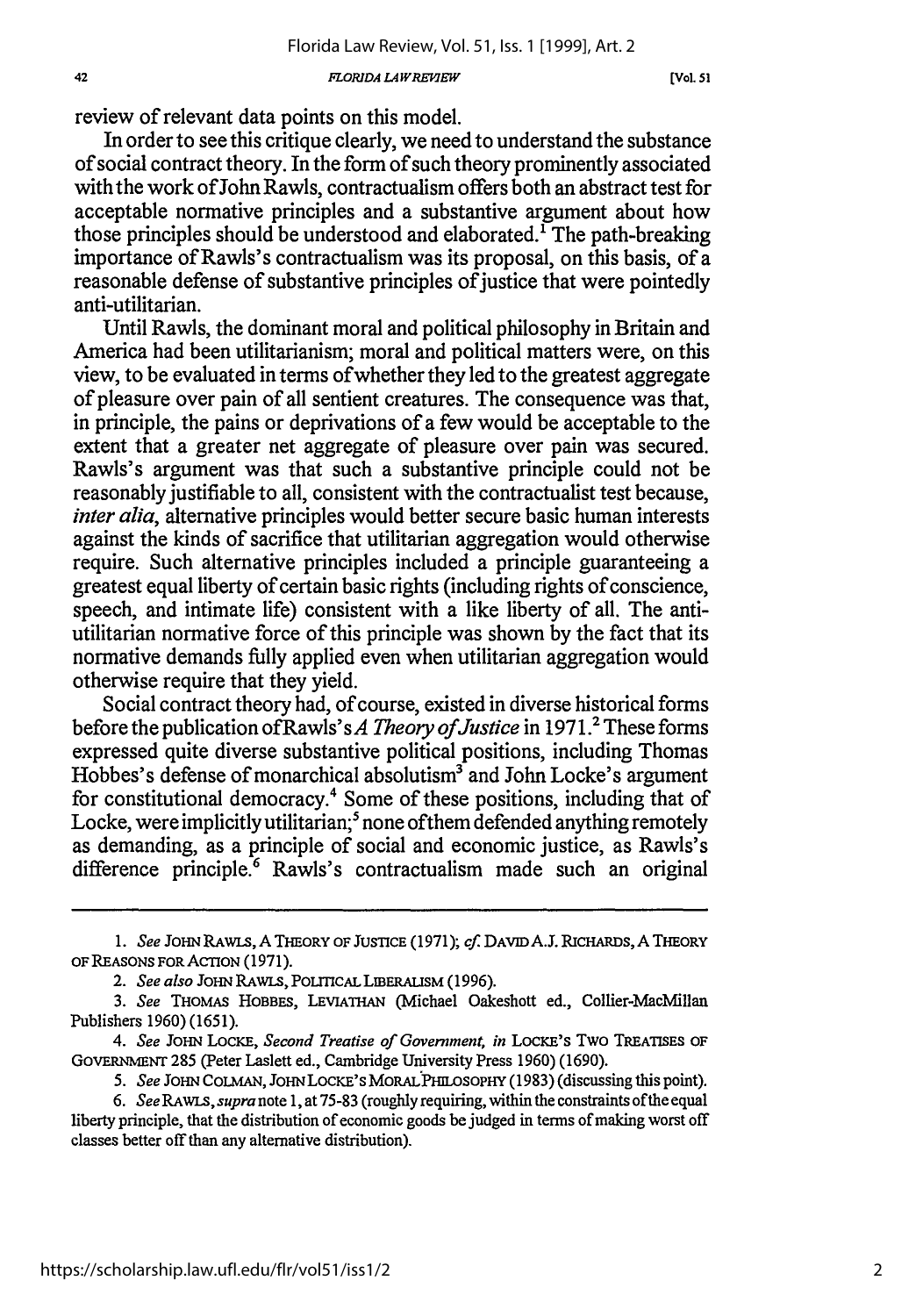review of relevant data points on this model.

In order to see this critique clearly, we need to understand the substance of social contract theory. In the form of such theory prominently associated with the work of John Rawls, contractualism offers both an abstract test for acceptable normative principles and a substantive argument about how those principles should be understood and elaborated.[1] The path-breaking importance of Rawls's contractualism was its proposal, on this basis, of a reasonable defense of substantive principles of justice that were pointedly anti-utilitarian.

Until Rawls, the dominant moral and political philosophy in Britain and America had been utilitarianism; moral and political matters were, on this view, to be evaluated in terms of whether they led to the greatest aggregate of pleasure over pain of all sentient creatures. The consequence was that, in principle, the pains or deprivations of a few would be acceptable to the extent that a greater net aggregate of pleasure over pain was secured. Rawls's argument was that such a substantive principle could not be reasonably justifiable to all, consistent with the contractualist test because, *inter alia*, alternative principles would better secure basic human interests against the kinds of sacrifice that utilitarian aggregation would otherwise require. Such alternative principles included a principle guaranteeing a greatest equal liberty of certain basic rights (including rights of conscience, speech, and intimate life) consistent with a like liberty of all. The anti-utilitarian normative force of this principle was shown by the fact that its normative demands fully applied even when utilitarian aggregation would otherwise require that they yield.

Social contract theory had, of course, existed in diverse historical forms before the publication of Rawls's *A Theory of Justice* in 1971.[2] These forms expressed quite diverse substantive political positions, including Thomas Hobbes's defense of monarchical absolutism[3] and John Locke's argument for constitutional democracy.[4] Some of these positions, including that of Locke, were implicitly utilitarian;[5] none of them defended anything remotely as demanding, as a principle of social and economic justice, as Rawls's difference principle.[6] Rawls's contractualism made such an original

---

1. *See* JOHN RAWLS, A THEORY OF JUSTICE (1971); *cf.* DAVID A.J. RICHARDS, A THEORY OF REASONS FOR ACTION (1971).

2. *See also* JOHN RAWLS, POLITICAL LIBERALISM (1996).

3. *See* THOMAS HOBBES, LEVIATHAN (Michael Oakeshott ed., Collier-MacMillan Publishers 1960) (1651).

4. *See* JOHN LOCKE, *Second Treatise of Government, in* LOCKE'S TWO TREATISES OF GOVERNMENT 285 (Peter Laslett ed., Cambridge University Press 1960) (1690).

5. *See* JOHN COLMAN, JOHN LOCKE'S MORAL PHILOSOPHY (1983) (discussing this point).

6. *See* RAWLS, *supra* note 1, at 75-83 (roughly requiring, within the constraints of the equal liberty principle, that the distribution of economic goods be judged in terms of making worst off classes better off than any alternative distribution).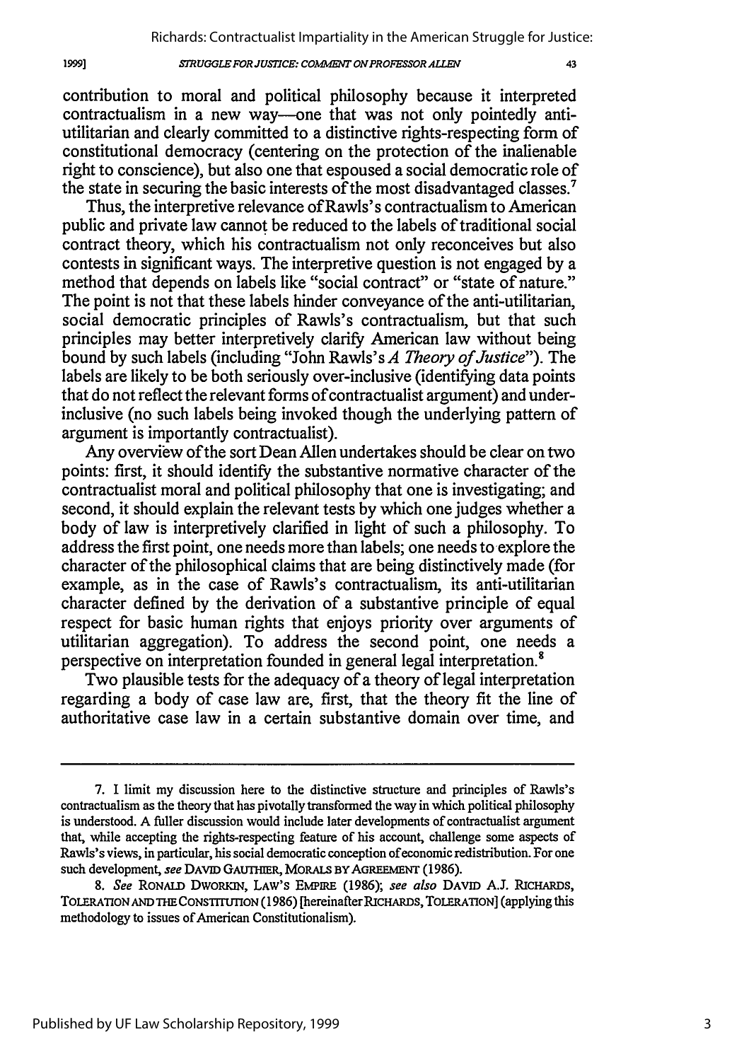contribution to moral and political philosophy because it interpreted contractualism in a new way—one that was not only pointedly anti-utilitarian and clearly committed to a distinctive rights-respecting form of constitutional democracy (centering on the protection of the inalienable right to conscience), but also one that espoused a social democratic role of the state in securing the basic interests of the most disadvantaged classes.[7]

Thus, the interpretive relevance of Rawls's contractualism to American public and private law cannot be reduced to the labels of traditional social contract theory, which his contractualism not only reconceives but also contests in significant ways. The interpretive question is not engaged by a method that depends on labels like "social contract" or "state of nature." The point is not that these labels hinder conveyance of the anti-utilitarian, social democratic principles of Rawls's contractualism, but that such principles may better interpretively clarify American law without being bound by such labels (including "John Rawls's *A Theory of Justice*"). The labels are likely to be both seriously over-inclusive (identifying data points that do not reflect the relevant forms of contractualist argument) and under-inclusive (no such labels being invoked though the underlying pattern of argument is importantly contractualist).

Any overview of the sort Dean Allen undertakes should be clear on two points: first, it should identify the substantive normative character of the contractualist moral and political philosophy that one is investigating; and second, it should explain the relevant tests by which one judges whether a body of law is interpretively clarified in light of such a philosophy. To address the first point, one needs more than labels; one needs to explore the character of the philosophical claims that are being distinctively made (for example, as in the case of Rawls's contractualism, its anti-utilitarian character defined by the derivation of a substantive principle of equal respect for basic human rights that enjoys priority over arguments of utilitarian aggregation). To address the second point, one needs a perspective on interpretation founded in general legal interpretation.[8]

Two plausible tests for the adequacy of a theory of legal interpretation regarding a body of case law are, first, that the theory fit the line of authoritative case law in a certain substantive domain over time, and

---

7. I limit my discussion here to the distinctive structure and principles of Rawls's contractualism as the theory that has pivotally transformed the way in which political philosophy is understood. A fuller discussion would include later developments of contractualist argument that, while accepting the rights-respecting feature of his account, challenge some aspects of Rawls's views, in particular, his social democratic conception of economic redistribution. For one such development, *see* DAVID GAUTHIER, MORALS BY AGREEMENT (1986).

8. *See* RONALD DWORKIN, LAW'S EMPIRE (1986); *see also* DAVID A.J. RICHARDS, TOLERATION AND THE CONSTITUTION (1986) [hereinafter RICHARDS, TOLERATION] (applying this methodology to issues of American Constitutionalism).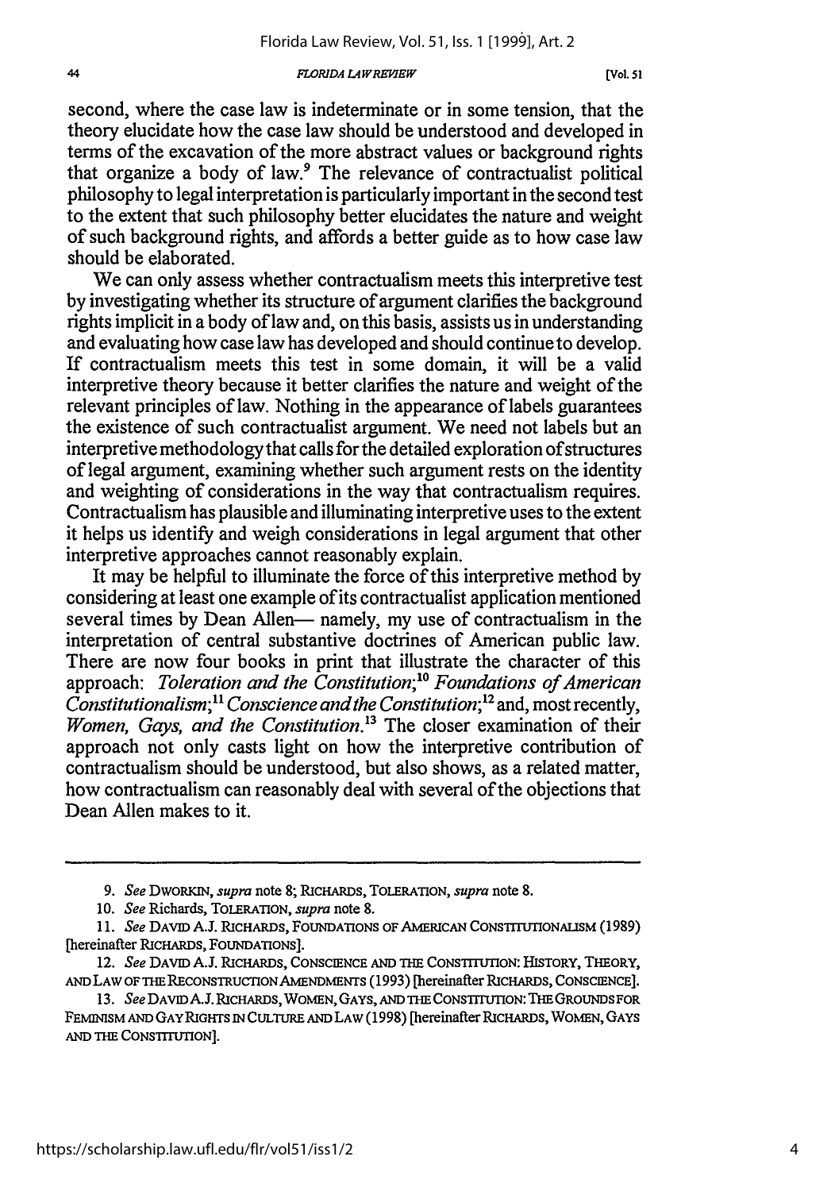second, where the case law is indeterminate or in some tension, that the theory elucidate how the case law should be understood and developed in terms of the excavation of the more abstract values or background rights that organize a body of law.[9] The relevance of contractualist political philosophy to legal interpretation is particularly important in the second test to the extent that such philosophy better elucidates the nature and weight of such background rights, and affords a better guide as to how case law should be elaborated.

We can only assess whether contractualism meets this interpretive test by investigating whether its structure of argument clarifies the background rights implicit in a body of law and, on this basis, assists us in understanding and evaluating how case law has developed and should continue to develop. If contractualism meets this test in some domain, it will be a valid interpretive theory because it better clarifies the nature and weight of the relevant principles of law. Nothing in the appearance of labels guarantees the existence of such contractualist argument. We need not labels but an interpretive methodology that calls for the detailed exploration of structures of legal argument, examining whether such argument rests on the identity and weighting of considerations in the way that contractualism requires. Contractualism has plausible and illuminating interpretive uses to the extent it helps us identify and weigh considerations in legal argument that other interpretive approaches cannot reasonably explain.

It may be helpful to illuminate the force of this interpretive method by considering at least one example of its contractualist application mentioned several times by Dean Allen— namely, my use of contractualism in the interpretation of central substantive doctrines of American public law. There are now four books in print that illustrate the character of this approach: *Toleration and the Constitution*;[10] *Foundations of American Constitutionalism*;[11] *Conscience and the Constitution*;[12] and, most recently, *Women, Gays, and the Constitution*.[13] The closer examination of their approach not only casts light on how the interpretive contribution of contractualism should be understood, but also shows, as a related matter, how contractualism can reasonably deal with several of the objections that Dean Allen makes to it.

---

9. *See* DWORKIN, *supra* note 8; RICHARDS, TOLERATION, *supra* note 8.

10. *See* Richards, TOLERATION, *supra* note 8.

11. *See* DAVID A.J. RICHARDS, FOUNDATIONS OF AMERICAN CONSTITUTIONALISM (1989) [hereinafter RICHARDS, FOUNDATIONS].

12. *See* DAVID A.J. RICHARDS, CONSCIENCE AND THE CONSTITUTION: HISTORY, THEORY, AND LAW OF THE RECONSTRUCTION AMENDMENTS (1993) [hereinafter RICHARDS, CONSCIENCE].

13. *See* DAVID A.J. RICHARDS, WOMEN, GAYS, AND THE CONSTITUTION: THE GROUNDS FOR FEMINISM AND GAY RIGHTS IN CULTURE AND LAW (1998) [hereinafter RICHARDS, WOMEN, GAYS AND THE CONSTITUTION].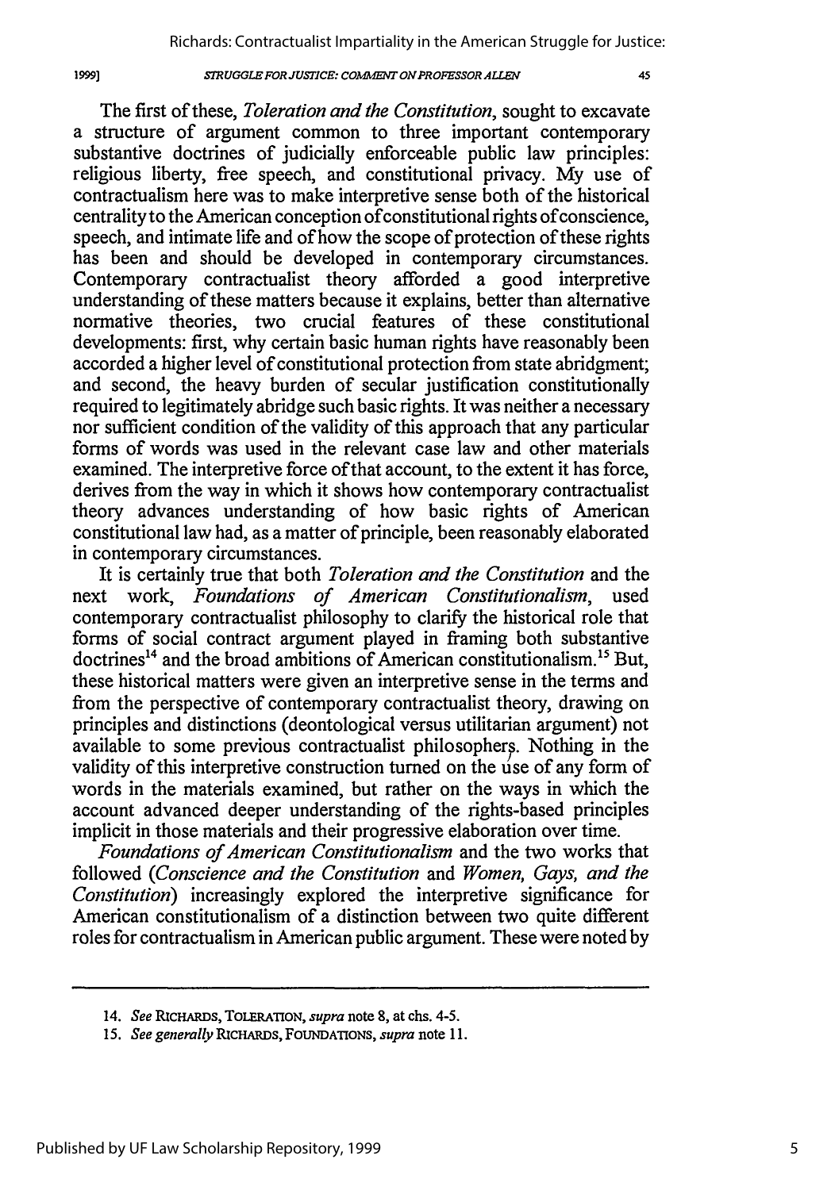The first of these, *Toleration and the Constitution*, sought to excavate a structure of argument common to three important contemporary substantive doctrines of judicially enforceable public law principles: religious liberty, free speech, and constitutional privacy. My use of contractualism here was to make interpretive sense both of the historical centrality to the American conception of constitutional rights of conscience, speech, and intimate life and of how the scope of protection of these rights has been and should be developed in contemporary circumstances. Contemporary contractualist theory afforded a good interpretive understanding of these matters because it explains, better than alternative normative theories, two crucial features of these constitutional developments: first, why certain basic human rights have reasonably been accorded a higher level of constitutional protection from state abridgment; and second, the heavy burden of secular justification constitutionally required to legitimately abridge such basic rights. It was neither a necessary nor sufficient condition of the validity of this approach that any particular forms of words was used in the relevant case law and other materials examined. The interpretive force of that account, to the extent it has force, derives from the way in which it shows how contemporary contractualist theory advances understanding of how basic rights of American constitutional law had, as a matter of principle, been reasonably elaborated in contemporary circumstances.

It is certainly true that both *Toleration and the Constitution* and the next work, *Foundations of American Constitutionalism*, used contemporary contractualist philosophy to clarify the historical role that forms of social contract argument played in framing both substantive doctrines[14] and the broad ambitions of American constitutionalism.[15] But, these historical matters were given an interpretive sense in the terms and from the perspective of contemporary contractualist theory, drawing on principles and distinctions (deontological versus utilitarian argument) not available to some previous contractualist philosophers. Nothing in the validity of this interpretive construction turned on the use of any form of words in the materials examined, but rather on the ways in which the account advanced deeper understanding of the rights-based principles implicit in those materials and their progressive elaboration over time.

*Foundations of American Constitutionalism* and the two works that followed (*Conscience and the Constitution* and *Women, Gays, and the Constitution*) increasingly explored the interpretive significance for American constitutionalism of a distinction between two quite different roles for contractualism in American public argument. These were noted by

---

14. *See* RICHARDS, TOLERATION, *supra* note 8, at chs. 4-5.

15. *See generally* RICHARDS, FOUNDATIONS, *supra* note 11.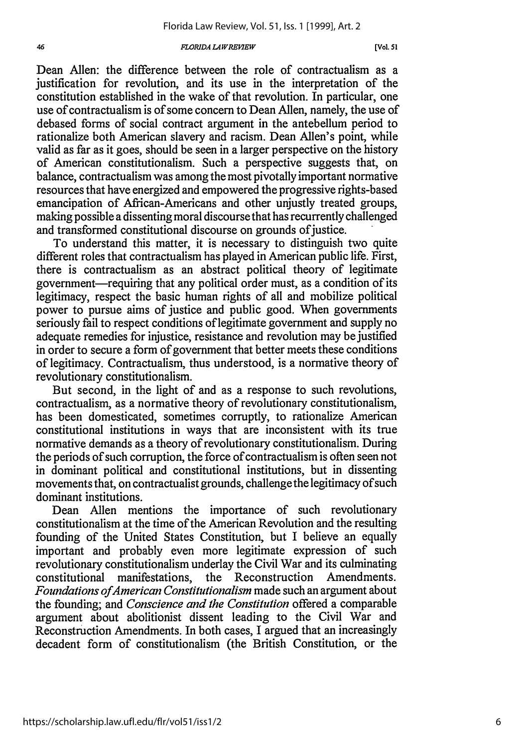Dean Allen: the difference between the role of contractualism as a justification for revolution, and its use in the interpretation of the constitution established in the wake of that revolution. In particular, one use of contractualism is of some concern to Dean Allen, namely, the use of debased forms of social contract argument in the antebellum period to rationalize both American slavery and racism. Dean Allen's point, while valid as far as it goes, should be seen in a larger perspective on the history of American constitutionalism. Such a perspective suggests that, on balance, contractualism was among the most pivotally important normative resources that have energized and empowered the progressive rights-based emancipation of African-Americans and other unjustly treated groups, making possible a dissenting moral discourse that has recurrently challenged and transformed constitutional discourse on grounds of justice.

To understand this matter, it is necessary to distinguish two quite different roles that contractualism has played in American public life. First, there is contractualism as an abstract political theory of legitimate government—requiring that any political order must, as a condition of its legitimacy, respect the basic human rights of all and mobilize political power to pursue aims of justice and public good. When governments seriously fail to respect conditions of legitimate government and supply no adequate remedies for injustice, resistance and revolution may be justified in order to secure a form of government that better meets these conditions of legitimacy. Contractualism, thus understood, is a normative theory of revolutionary constitutionalism.

But second, in the light of and as a response to such revolutions, contractualism, as a normative theory of revolutionary constitutionalism, has been domesticated, sometimes corruptly, to rationalize American constitutional institutions in ways that are inconsistent with its true normative demands as a theory of revolutionary constitutionalism. During the periods of such corruption, the force of contractualism is often seen not in dominant political and constitutional institutions, but in dissenting movements that, on contractualist grounds, challenge the legitimacy of such dominant institutions.

Dean Allen mentions the importance of such revolutionary constitutionalism at the time of the American Revolution and the resulting founding of the United States Constitution, but I believe an equally important and probably even more legitimate expression of such revolutionary constitutionalism underlay the Civil War and its culminating constitutional manifestations, the Reconstruction Amendments. *Foundations of American Constitutionalism* made such an argument about the founding; and *Conscience and the Constitution* offered a comparable argument about abolitionist dissent leading to the Civil War and Reconstruction Amendments. In both cases, I argued that an increasingly decadent form of constitutionalism (the British Constitution, or the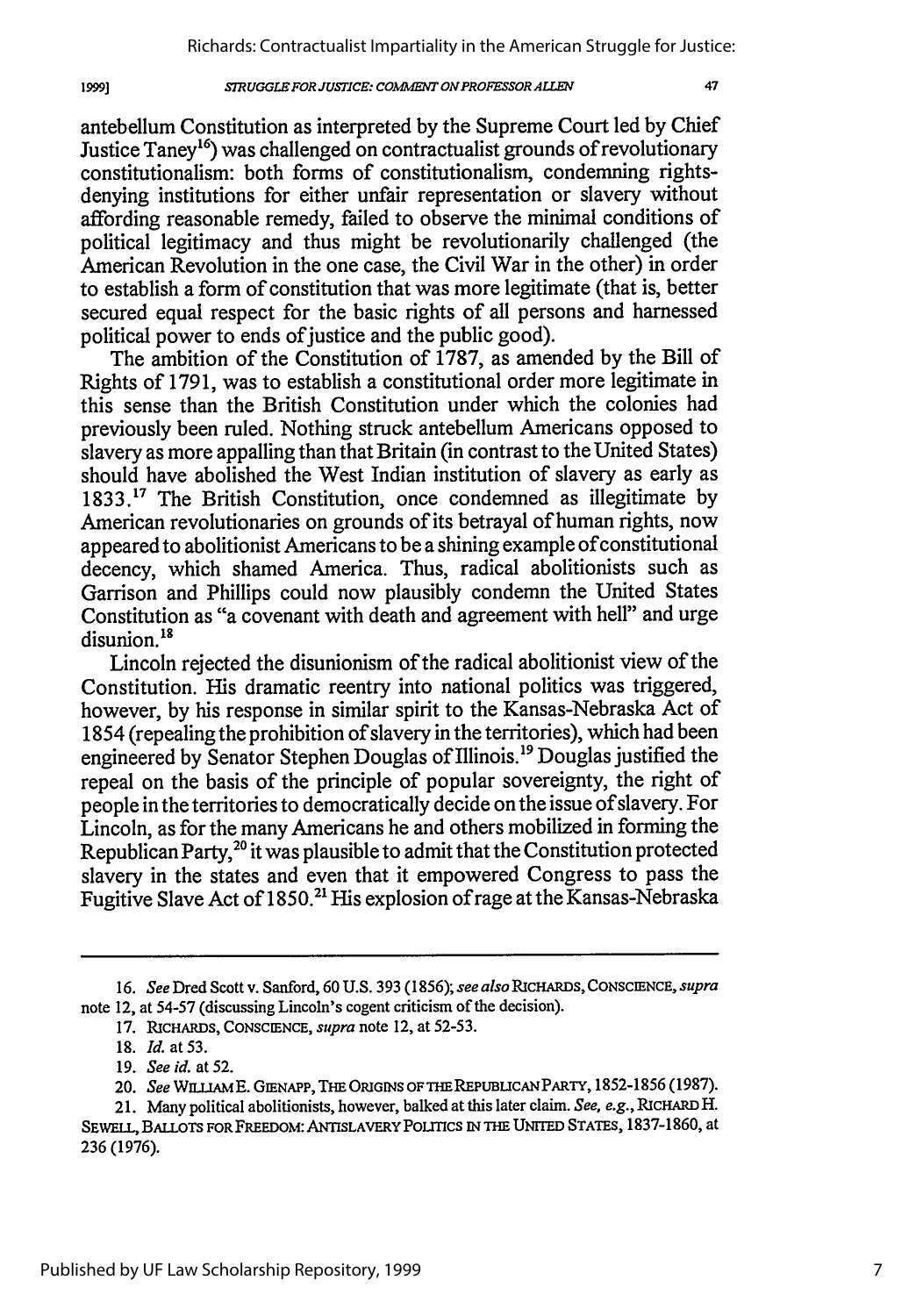antebellum Constitution as interpreted by the Supreme Court led by Chief Justice Taney[16]) was challenged on contractualist grounds of revolutionary constitutionalism: both forms of constitutionalism, condemning rights-denying institutions for either unfair representation or slavery without affording reasonable remedy, failed to observe the minimal conditions of political legitimacy and thus might be revolutionarily challenged (the American Revolution in the one case, the Civil War in the other) in order to establish a form of constitution that was more legitimate (that is, better secured equal respect for the basic rights of all persons and harnessed political power to ends of justice and the public good).

The ambition of the Constitution of 1787, as amended by the Bill of Rights of 1791, was to establish a constitutional order more legitimate in this sense than the British Constitution under which the colonies had previously been ruled. Nothing struck antebellum Americans opposed to slavery as more appalling than that Britain (in contrast to the United States) should have abolished the West Indian institution of slavery as early as 1833.[17] The British Constitution, once condemned as illegitimate by American revolutionaries on grounds of its betrayal of human rights, now appeared to abolitionist Americans to be a shining example of constitutional decency, which shamed America. Thus, radical abolitionists such as Garrison and Phillips could now plausibly condemn the United States Constitution as "a covenant with death and agreement with hell" and urge disunion.[18]

Lincoln rejected the disunionism of the radical abolitionist view of the Constitution. His dramatic reentry into national politics was triggered, however, by his response in similar spirit to the Kansas-Nebraska Act of 1854 (repealing the prohibition of slavery in the territories), which had been engineered by Senator Stephen Douglas of Illinois.[19] Douglas justified the repeal on the basis of the principle of popular sovereignty, the right of people in the territories to democratically decide on the issue of slavery. For Lincoln, as for the many Americans he and others mobilized in forming the Republican Party,[20] it was plausible to admit that the Constitution protected slavery in the states and even that it empowered Congress to pass the Fugitive Slave Act of 1850.[21] His explosion of rage at the Kansas-Nebraska

---

16. *See* Dred Scott v. Sanford, 60 U.S. 393 (1856); *see also* RICHARDS, CONSCIENCE, *supra* note 12, at 54-57 (discussing Lincoln's cogent criticism of the decision).

17. RICHARDS, CONSCIENCE, *supra* note 12, at 52-53.

18. *Id.* at 53.

19. *See id.* at 52.

20. *See* WILLIAM E. GIENAPP, THE ORIGINS OF THE REPUBLICAN PARTY, 1852-1856 (1987).

21. Many political abolitionists, however, balked at this later claim. *See, e.g.*, RICHARD H. SEWELL, BALLOTS FOR FREEDOM: ANTISLAVERY POLITICS IN THE UNITED STATES, 1837-1860, at 236 (1976).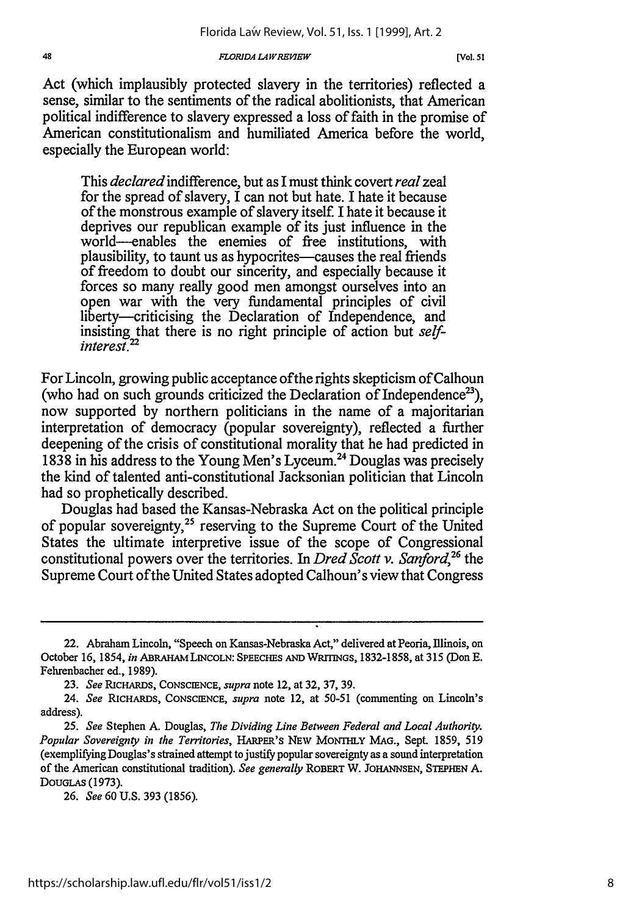Act (which implausibly protected slavery in the territories) reflected a sense, similar to the sentiments of the radical abolitionists, that American political indifference to slavery expressed a loss of faith in the promise of American constitutionalism and humiliated America before the world, especially the European world:

> This *declared* indifference, but as I must think covert *real* zeal for the spread of slavery, I can not but hate. I hate it because of the monstrous example of slavery itself. I hate it because it deprives our republican example of its just influence in the world—enables the enemies of free institutions, with plausibility, to taunt us as hypocrites—causes the real friends of freedom to doubt our sincerity, and especially because it forces so many really good men amongst ourselves into an open war with the very fundamental principles of civil liberty—criticising the Declaration of Independence, and insisting that there is no right principle of action but *self-interest*.[22]

For Lincoln, growing public acceptance of the rights skepticism of Calhoun (who had on such grounds criticized the Declaration of Independence[23]), now supported by northern politicians in the name of a majoritarian interpretation of democracy (popular sovereignty), reflected a further deepening of the crisis of constitutional morality that he had predicted in 1838 in his address to the Young Men's Lyceum.[24] Douglas was precisely the kind of talented anti-constitutional Jacksonian politician that Lincoln had so prophetically described.

Douglas had based the Kansas-Nebraska Act on the political principle of popular sovereignty,[25] reserving to the Supreme Court of the United States the ultimate interpretive issue of the scope of Congressional constitutional powers over the territories. In *Dred Scott v. Sanford*,[26] the Supreme Court of the United States adopted Calhoun's view that Congress

---

22. Abraham Lincoln, "Speech on Kansas-Nebraska Act," delivered at Peoria, Illinois, on October 16, 1854, *in* ABRAHAM LINCOLN: SPEECHES AND WRITINGS, 1832-1858, at 315 (Don E. Fehrenbacher ed., 1989).

23. *See* RICHARDS, CONSCIENCE, *supra* note 12, at 32, 37, 39.

24. *See* RICHARDS, CONSCIENCE, *supra* note 12, at 50-51 (commenting on Lincoln's address).

25. *See* Stephen A. Douglas, *The Dividing Line Between Federal and Local Authority. Popular Sovereignty in the Territories*, HARPER'S NEW MONTHLY MAG., Sept. 1859, 519 (exemplifying Douglas's strained attempt to justify popular sovereignty as a sound interpretation of the American constitutional tradition). *See generally* ROBERT W. JOHANNSEN, STEPHEN A. DOUGLAS (1973).

26. *See* 60 U.S. 393 (1856).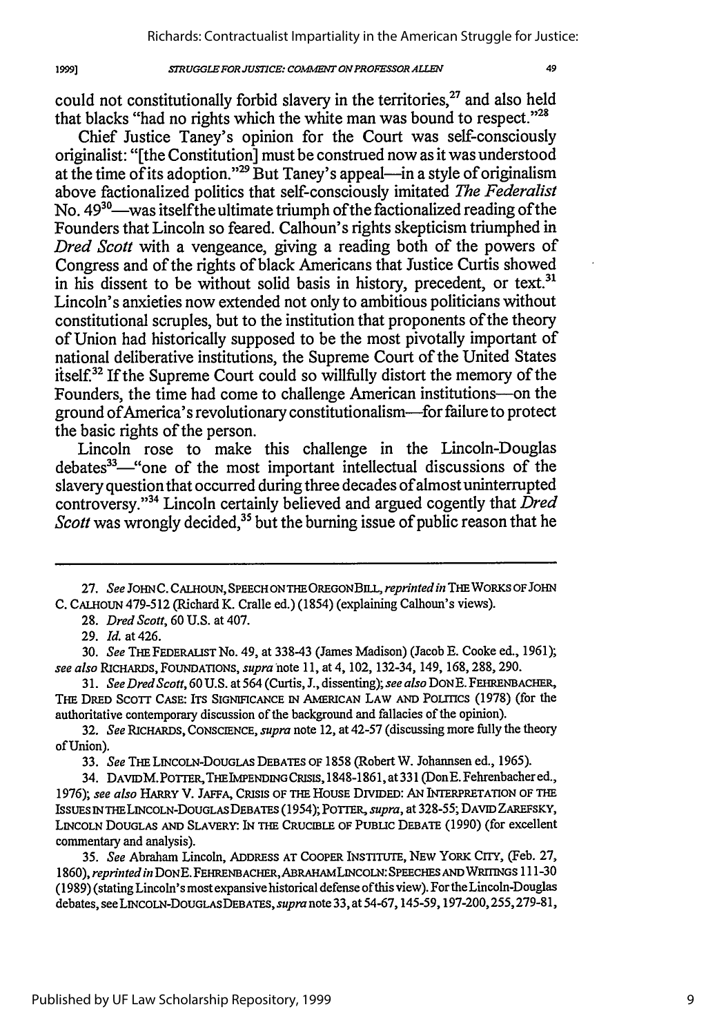could not constitutionally forbid slavery in the territories,[27] and also held that blacks "had no rights which the white man was bound to respect."[28]

Chief Justice Taney's opinion for the Court was self-consciously originalist: "[the Constitution] must be construed now as it was understood at the time of its adoption."[29] But Taney's appeal—in a style of originalism above factionalized politics that self-consciously imitated *The Federalist* No. 49[30]—was itself the ultimate triumph of the factionalized reading of the Founders that Lincoln so feared. Calhoun's rights skepticism triumphed in *Dred Scott* with a vengeance, giving a reading both of the powers of Congress and of the rights of black Americans that Justice Curtis showed in his dissent to be without solid basis in history, precedent, or text.[31] Lincoln's anxieties now extended not only to ambitious politicians without constitutional scruples, but to the institution that proponents of the theory of Union had historically supposed to be the most pivotally important of national deliberative institutions, the Supreme Court of the United States itself.[32] If the Supreme Court could so willfully distort the memory of the Founders, the time had come to challenge American institutions—on the ground of America's revolutionary constitutionalism—for failure to protect the basic rights of the person.

Lincoln rose to make this challenge in the Lincoln-Douglas debates[33]—"one of the most important intellectual discussions of the slavery question that occurred during three decades of almost uninterrupted controversy."[34] Lincoln certainly believed and argued cogently that *Dred Scott* was wrongly decided,[35] but the burning issue of public reason that he

---

27. *See* JOHN C. CALHOUN, SPEECH ON THE OREGON BILL, *reprinted in* THE WORKS OF JOHN C. CALHOUN 479-512 (Richard K. Cralle ed.) (1854) (explaining Calhoun's views).

28. *Dred Scott*, 60 U.S. at 407.

29. *Id.* at 426.

30. *See* THE FEDERALIST No. 49, at 338-43 (James Madison) (Jacob E. Cooke ed., 1961); *see also* RICHARDS, FOUNDATIONS, *supra* note 11, at 4, 102, 132-34, 149, 168, 288, 290.

31. *See Dred Scott*, 60 U.S. at 564 (Curtis, J., dissenting); *see also* DON E. FEHRENBACHER, THE DRED SCOTT CASE: ITS SIGNIFICANCE IN AMERICAN LAW AND POLITICS (1978) (for the authoritative contemporary discussion of the background and fallacies of the opinion).

32. *See* RICHARDS, CONSCIENCE, *supra* note 12, at 42-57 (discussing more fully the theory of Union).

33. *See* THE LINCOLN-DOUGLAS DEBATES OF 1858 (Robert W. Johannsen ed., 1965).

34. DAVID M. POTTER, THE IMPENDING CRISIS, 1848-1861, at 331 (Don E. Fehrenbacher ed., 1976); *see also* HARRY V. JAFFA, CRISIS OF THE HOUSE DIVIDED: AN INTERPRETATION OF THE ISSUES IN THE LINCOLN-DOUGLAS DEBATES (1954); POTTER, *supra*, at 328-55; DAVID ZAREFSKY, LINCOLN DOUGLAS AND SLAVERY: IN THE CRUCIBLE OF PUBLIC DEBATE (1990) (for excellent commentary and analysis).

35. *See* Abraham Lincoln, ADDRESS AT COOPER INSTITUTE, NEW YORK CITY, (Feb. 27, 1860), *reprinted in* DON E. FEHRENBACHER, ABRAHAM LINCOLN: SPEECHES AND WRITINGS 111-30 (1989) (stating Lincoln's most expansive historical defense of this view). For the Lincoln-Douglas debates, see LINCOLN-DOUGLAS DEBATES, *supra* note 33, at 54-67, 145-59, 197-200, 255, 279-81,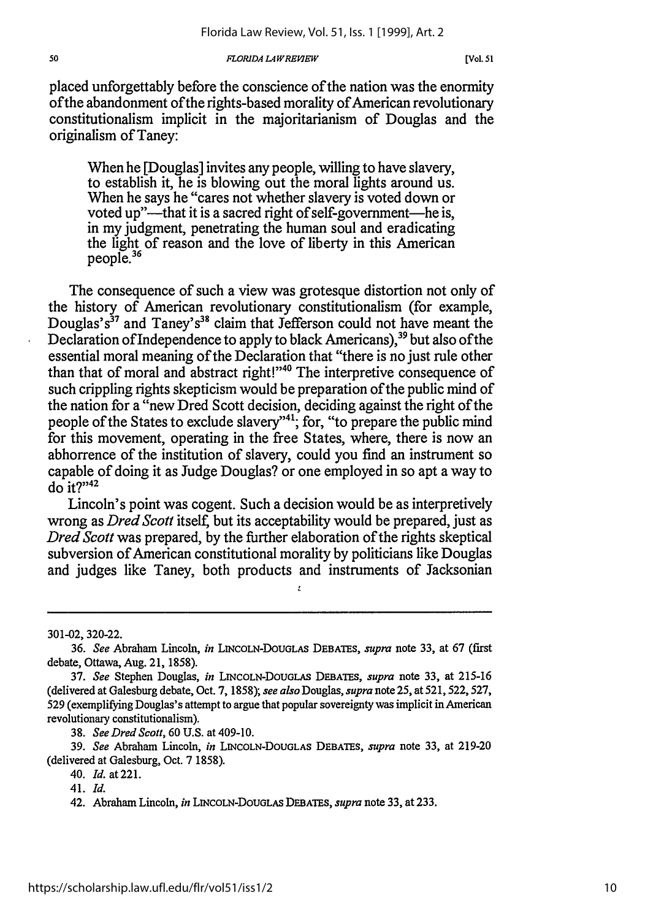placed unforgettably before the conscience of the nation was the enormity of the abandonment of the rights-based morality of American revolutionary constitutionalism implicit in the majoritarianism of Douglas and the originalism of Taney:

> When he [Douglas] invites any people, willing to have slavery, to establish it, he is blowing out the moral lights around us. When he says he "cares not whether slavery is voted down or voted up"—that it is a sacred right of self-government—he is, in my judgment, penetrating the human soul and eradicating the light of reason and the love of liberty in this American people.[36]

The consequence of such a view was grotesque distortion not only of the history of American revolutionary constitutionalism (for example, Douglas's[37] and Taney's[38] claim that Jefferson could not have meant the Declaration of Independence to apply to black Americans),[39] but also of the essential moral meaning of the Declaration that "there is no just rule other than that of moral and abstract right!"[40] The interpretive consequence of such crippling rights skepticism would be preparation of the public mind of the nation for a "new Dred Scott decision, deciding against the right of the people of the States to exclude slavery"[41]; for, "to prepare the public mind for this movement, operating in the free States, where, there is now an abhorrence of the institution of slavery, could you find an instrument so capable of doing it as Judge Douglas? or one employed in so apt a way to do it?"[42]

Lincoln's point was cogent. Such a decision would be as interpretively wrong as *Dred Scott* itself, but its acceptability would be prepared, just as *Dred Scott* was prepared, by the further elaboration of the rights skeptical subversion of American constitutional morality by politicians like Douglas and judges like Taney, both products and instruments of Jacksonian

---

301-02, 320-22.

36. *See* Abraham Lincoln, *in* LINCOLN-DOUGLAS DEBATES, *supra* note 33, at 67 (first debate, Ottawa, Aug. 21, 1858).

37. *See* Stephen Douglas, *in* LINCOLN-DOUGLAS DEBATES, *supra* note 33, at 215-16 (delivered at Galesburg debate, Oct. 7, 1858); *see also* Douglas, *supra* note 25, at 521, 522, 527, 529 (exemplifying Douglas's attempt to argue that popular sovereignty was implicit in American revolutionary constitutionalism).

38. *See Dred Scott*, 60 U.S. at 409-10.

39. *See* Abraham Lincoln, *in* LINCOLN-DOUGLAS DEBATES, *supra* note 33, at 219-20 (delivered at Galesburg, Oct. 7 1858).

40. *Id.* at 221.

41. *Id.*

42. Abraham Lincoln, *in* LINCOLN-DOUGLAS DEBATES, *supra* note 33, at 233.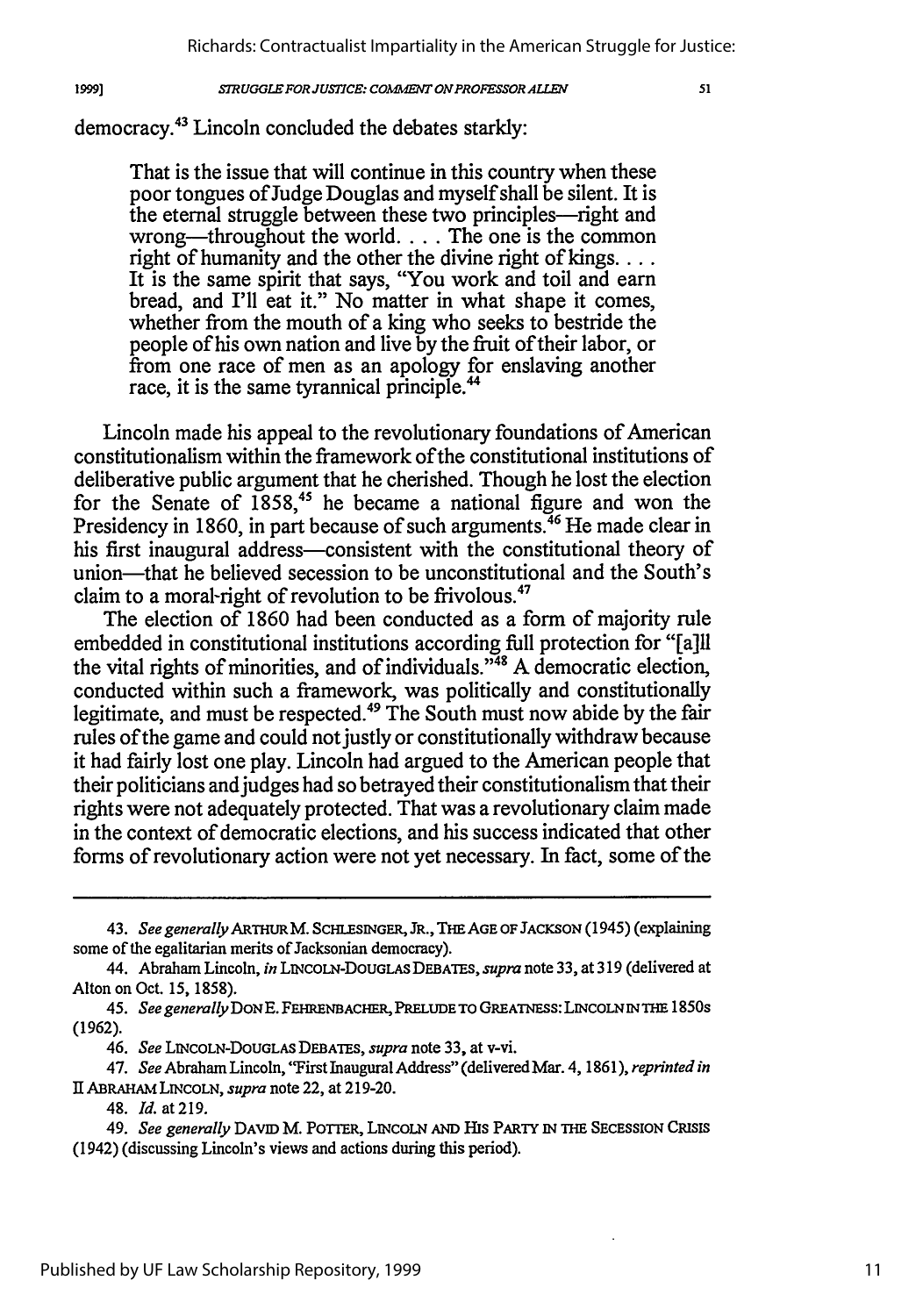democracy.[43] Lincoln concluded the debates starkly:

> That is the issue that will continue in this country when these poor tongues of Judge Douglas and myself shall be silent. It is the eternal struggle between these two principles—right and wrong—throughout the world. . . . The one is the common right of humanity and the other the divine right of kings. . . . It is the same spirit that says, "You work and toil and earn bread, and I'll eat it." No matter in what shape it comes, whether from the mouth of a king who seeks to bestride the people of his own nation and live by the fruit of their labor, or from one race of men as an apology for enslaving another race, it is the same tyrannical principle.[44]

Lincoln made his appeal to the revolutionary foundations of American constitutionalism within the framework of the constitutional institutions of deliberative public argument that he cherished. Though he lost the election for the Senate of 1858,[45] he became a national figure and won the Presidency in 1860, in part because of such arguments.[46] He made clear in his first inaugural address—consistent with the constitutional theory of union—that he believed secession to be unconstitutional and the South's claim to a moral-right of revolution to be frivolous.[47]

The election of 1860 had been conducted as a form of majority rule embedded in constitutional institutions according full protection for "[a]ll the vital rights of minorities, and of individuals."[48] A democratic election, conducted within such a framework, was politically and constitutionally legitimate, and must be respected.[49] The South must now abide by the fair rules of the game and could not justly or constitutionally withdraw because it had fairly lost one play. Lincoln had argued to the American people that their politicians and judges had so betrayed their constitutionalism that their rights were not adequately protected. That was a revolutionary claim made in the context of democratic elections, and his success indicated that other forms of revolutionary action were not yet necessary. In fact, some of the

---

43. *See generally* ARTHUR M. SCHLESINGER, JR., THE AGE OF JACKSON (1945) (explaining some of the egalitarian merits of Jacksonian democracy).

44. Abraham Lincoln, *in* LINCOLN-DOUGLAS DEBATES, *supra* note 33, at 319 (delivered at Alton on Oct. 15, 1858).

45. *See generally* DON E. FEHRENBACHER, PRELUDE TO GREATNESS: LINCOLN IN THE 1850s (1962).

46. *See* LINCOLN-DOUGLAS DEBATES, *supra* note 33, at v-vi.

47. *See* Abraham Lincoln, "First Inaugural Address" (delivered Mar. 4, 1861), *reprinted in* II ABRAHAM LINCOLN, *supra* note 22, at 219-20.

48. *Id.* at 219.

49. *See generally* DAVID M. POTTER, LINCOLN AND HIS PARTY IN THE SECESSION CRISIS (1942) (discussing Lincoln's views and actions during this period).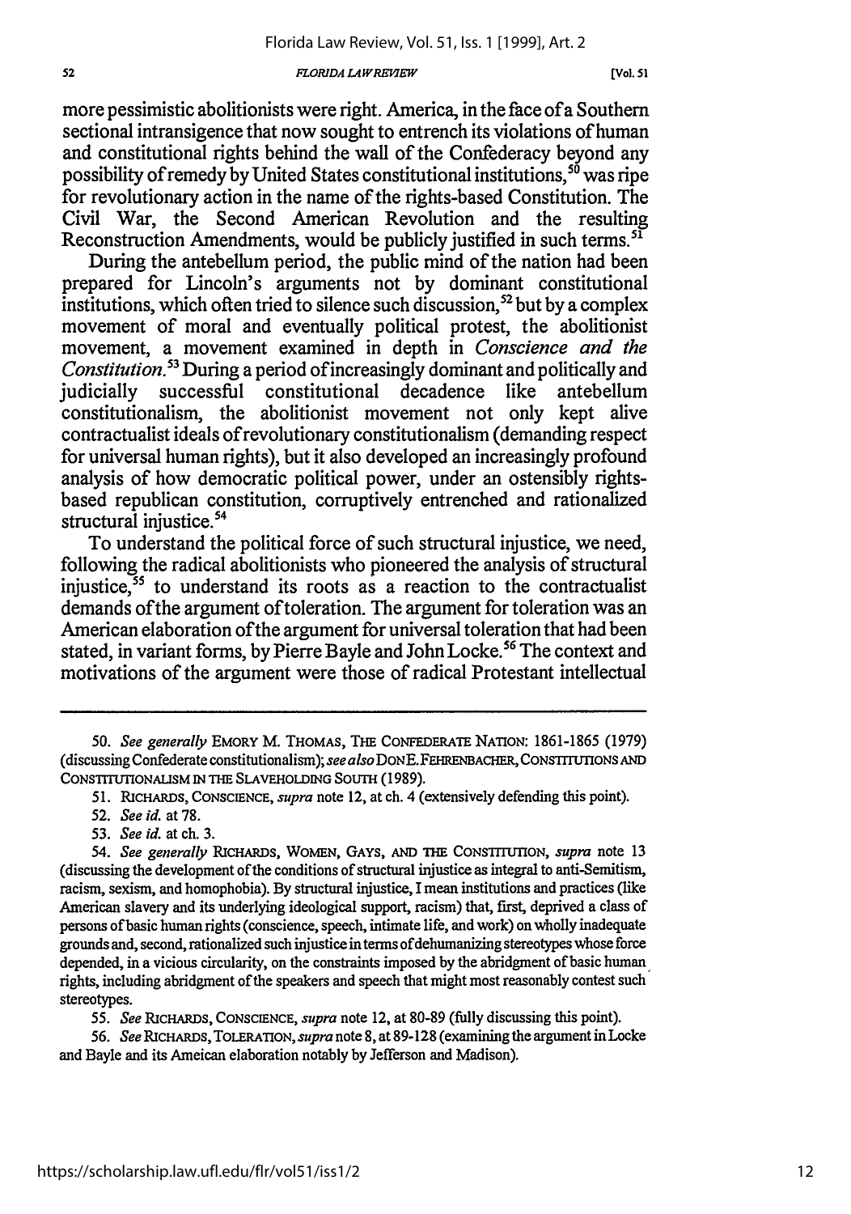more pessimistic abolitionists were right. America, in the face of a Southern sectional intransigence that now sought to entrench its violations of human and constitutional rights behind the wall of the Confederacy beyond any possibility of remedy by United States constitutional institutions,[50] was ripe for revolutionary action in the name of the rights-based Constitution. The Civil War, the Second American Revolution and the resulting Reconstruction Amendments, would be publicly justified in such terms.[51]

During the antebellum period, the public mind of the nation had been prepared for Lincoln's arguments not by dominant constitutional institutions, which often tried to silence such discussion,[52] but by a complex movement of moral and eventually political protest, the abolitionist movement, a movement examined in depth in *Conscience and the Constitution*.[53] During a period of increasingly dominant and politically and judicially successful constitutional decadence like antebellum constitutionalism, the abolitionist movement not only kept alive contractualist ideals of revolutionary constitutionalism (demanding respect for universal human rights), but it also developed an increasingly profound analysis of how democratic political power, under an ostensibly rights-based republican constitution, corruptively entrenched and rationalized structural injustice.[54]

To understand the political force of such structural injustice, we need, following the radical abolitionists who pioneered the analysis of structural injustice,[55] to understand its roots as a reaction to the contractualist demands of the argument of toleration. The argument for toleration was an American elaboration of the argument for universal toleration that had been stated, in variant forms, by Pierre Bayle and John Locke.[56] The context and motivations of the argument were those of radical Protestant intellectual

---

50. *See generally* EMORY M. THOMAS, THE CONFEDERATE NATION: 1861-1865 (1979) (discussing Confederate constitutionalism); *see also* DON E. FEHRENBACHER, CONSTITUTIONS AND CONSTITUTIONALISM IN THE SLAVEHOLDING SOUTH (1989).

51. RICHARDS, CONSCIENCE, *supra* note 12, at ch. 4 (extensively defending this point).

52. *See id.* at 78.

53. *See id.* at ch. 3.

54. *See generally* RICHARDS, WOMEN, GAYS, AND THE CONSTITUTION, *supra* note 13 (discussing the development of the conditions of structural injustice as integral to anti-Semitism, racism, sexism, and homophobia). By structural injustice, I mean institutions and practices (like American slavery and its underlying ideological support, racism) that, first, deprived a class of persons of basic human rights (conscience, speech, intimate life, and work) on wholly inadequate grounds and, second, rationalized such injustice in terms of dehumanizing stereotypes whose force depended, in a vicious circularity, on the constraints imposed by the abridgment of basic human rights, including abridgment of the speakers and speech that might most reasonably contest such stereotypes.

55. *See* RICHARDS, CONSCIENCE, *supra* note 12, at 80-89 (fully discussing this point).

56. *See* RICHARDS, TOLERATION, *supra* note 8, at 89-128 (examining the argument in Locke and Bayle and its Ameican elaboration notably by Jefferson and Madison).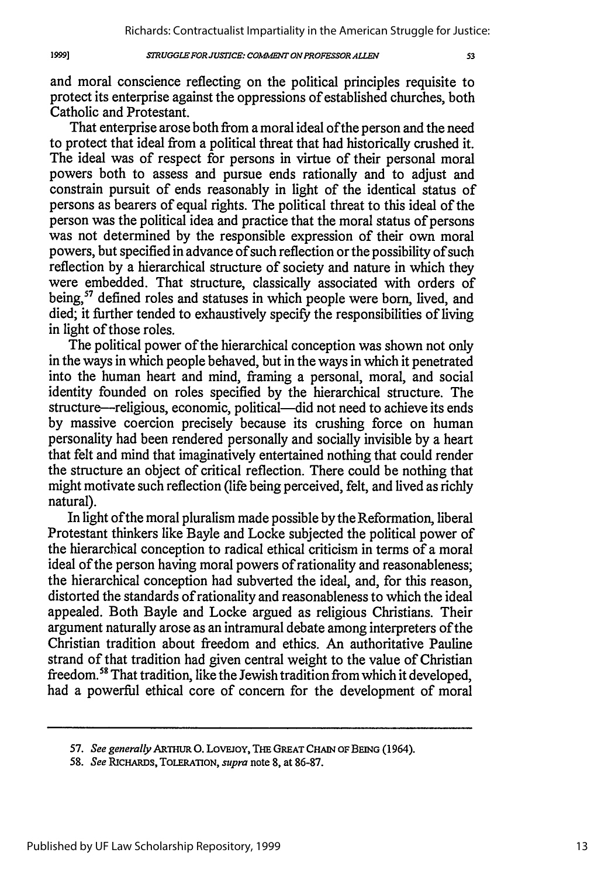and moral conscience reflecting on the political principles requisite to protect its enterprise against the oppressions of established churches, both Catholic and Protestant.

That enterprise arose both from a moral ideal of the person and the need to protect that ideal from a political threat that had historically crushed it. The ideal was of respect for persons in virtue of their personal moral powers both to assess and pursue ends rationally and to adjust and constrain pursuit of ends reasonably in light of the identical status of persons as bearers of equal rights. The political threat to this ideal of the person was the political idea and practice that the moral status of persons was not determined by the responsible expression of their own moral powers, but specified in advance of such reflection or the possibility of such reflection by a hierarchical structure of society and nature in which they were embedded. That structure, classically associated with orders of being,[57] defined roles and statuses in which people were born, lived, and died; it further tended to exhaustively specify the responsibilities of living in light of those roles.

The political power of the hierarchical conception was shown not only in the ways in which people behaved, but in the ways in which it penetrated into the human heart and mind, framing a personal, moral, and social identity founded on roles specified by the hierarchical structure. The structure—religious, economic, political—did not need to achieve its ends by massive coercion precisely because its crushing force on human personality had been rendered personally and socially invisible by a heart that felt and mind that imaginatively entertained nothing that could render the structure an object of critical reflection. There could be nothing that might motivate such reflection (life being perceived, felt, and lived as richly natural).

In light of the moral pluralism made possible by the Reformation, liberal Protestant thinkers like Bayle and Locke subjected the political power of the hierarchical conception to radical ethical criticism in terms of a moral ideal of the person having moral powers of rationality and reasonableness; the hierarchical conception had subverted the ideal, and, for this reason, distorted the standards of rationality and reasonableness to which the ideal appealed. Both Bayle and Locke argued as religious Christians. Their argument naturally arose as an intramural debate among interpreters of the Christian tradition about freedom and ethics. An authoritative Pauline strand of that tradition had given central weight to the value of Christian freedom.[58] That tradition, like the Jewish tradition from which it developed, had a powerful ethical core of concern for the development of moral

---

57. *See generally* ARTHUR O. LOVEJOY, THE GREAT CHAIN OF BEING (1964).

58. *See* RICHARDS, TOLERATION, *supra* note 8, at 86-87.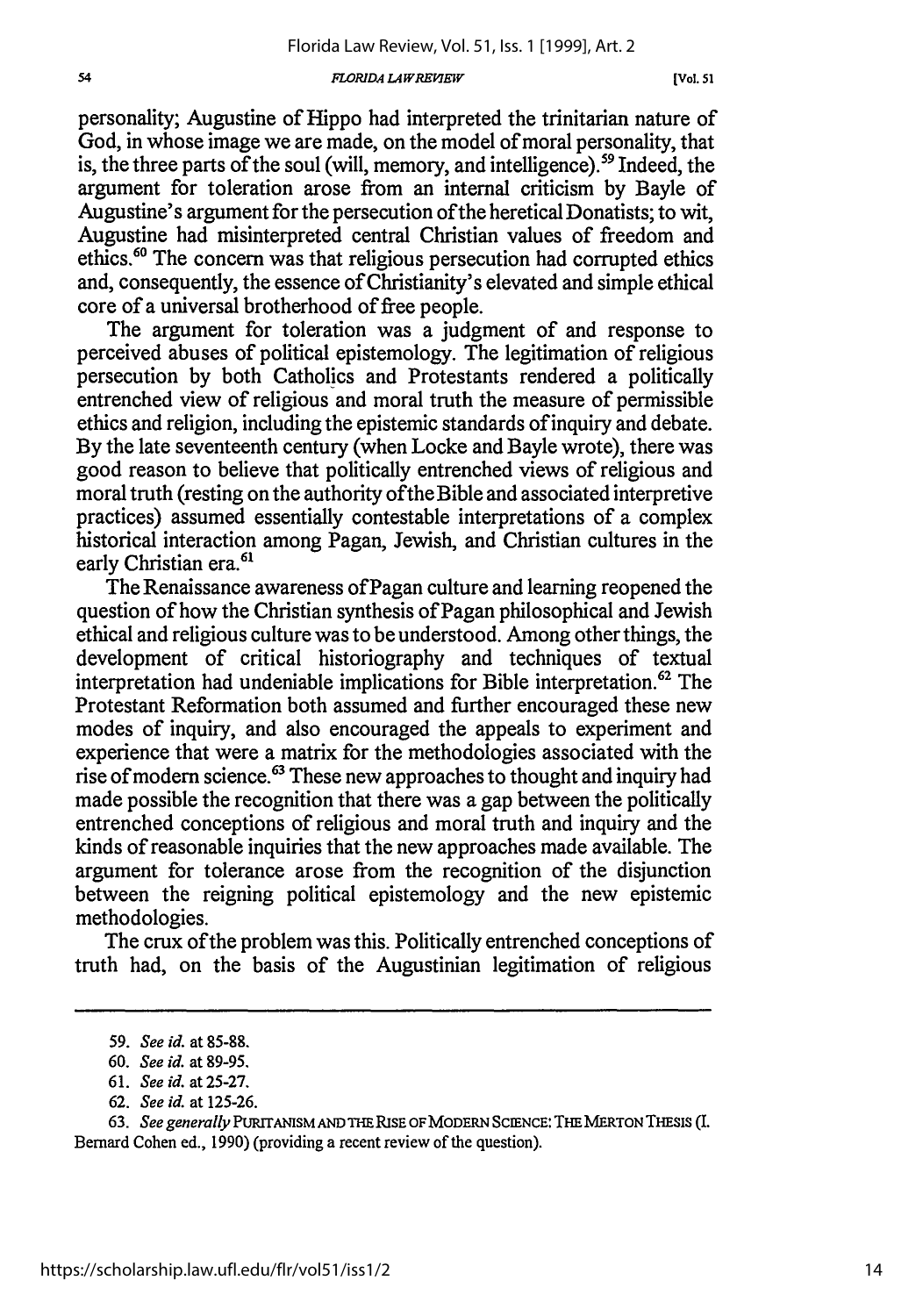personality; Augustine of Hippo had interpreted the trinitarian nature of God, in whose image we are made, on the model of moral personality, that is, the three parts of the soul (will, memory, and intelligence).[59] Indeed, the argument for toleration arose from an internal criticism by Bayle of Augustine's argument for the persecution of the heretical Donatists; to wit, Augustine had misinterpreted central Christian values of freedom and ethics.[60] The concern was that religious persecution had corrupted ethics and, consequently, the essence of Christianity's elevated and simple ethical core of a universal brotherhood of free people.

The argument for toleration was a judgment of and response to perceived abuses of political epistemology. The legitimation of religious persecution by both Catholics and Protestants rendered a politically entrenched view of religious and moral truth the measure of permissible ethics and religion, including the epistemic standards of inquiry and debate. By the late seventeenth century (when Locke and Bayle wrote), there was good reason to believe that politically entrenched views of religious and moral truth (resting on the authority of the Bible and associated interpretive practices) assumed essentially contestable interpretations of a complex historical interaction among Pagan, Jewish, and Christian cultures in the early Christian era.[61]

The Renaissance awareness of Pagan culture and learning reopened the question of how the Christian synthesis of Pagan philosophical and Jewish ethical and religious culture was to be understood. Among other things, the development of critical historiography and techniques of textual interpretation had undeniable implications for Bible interpretation.[62] The Protestant Reformation both assumed and further encouraged these new modes of inquiry, and also encouraged the appeals to experiment and experience that were a matrix for the methodologies associated with the rise of modern science.[63] These new approaches to thought and inquiry had made possible the recognition that there was a gap between the politically entrenched conceptions of religious and moral truth and inquiry and the kinds of reasonable inquiries that the new approaches made available. The argument for tolerance arose from the recognition of the disjunction between the reigning political epistemology and the new epistemic methodologies.

The crux of the problem was this. Politically entrenched conceptions of truth had, on the basis of the Augustinian legitimation of religious

---

59. *See id.* at 85-88.

60. *See id.* at 89-95.

61. *See id.* at 25-27.

62. *See id.* at 125-26.

63. *See generally* PURITANISM AND THE RISE OF MODERN SCIENCE: THE MERTON THESIS (I. Bernard Cohen ed., 1990) (providing a recent review of the question).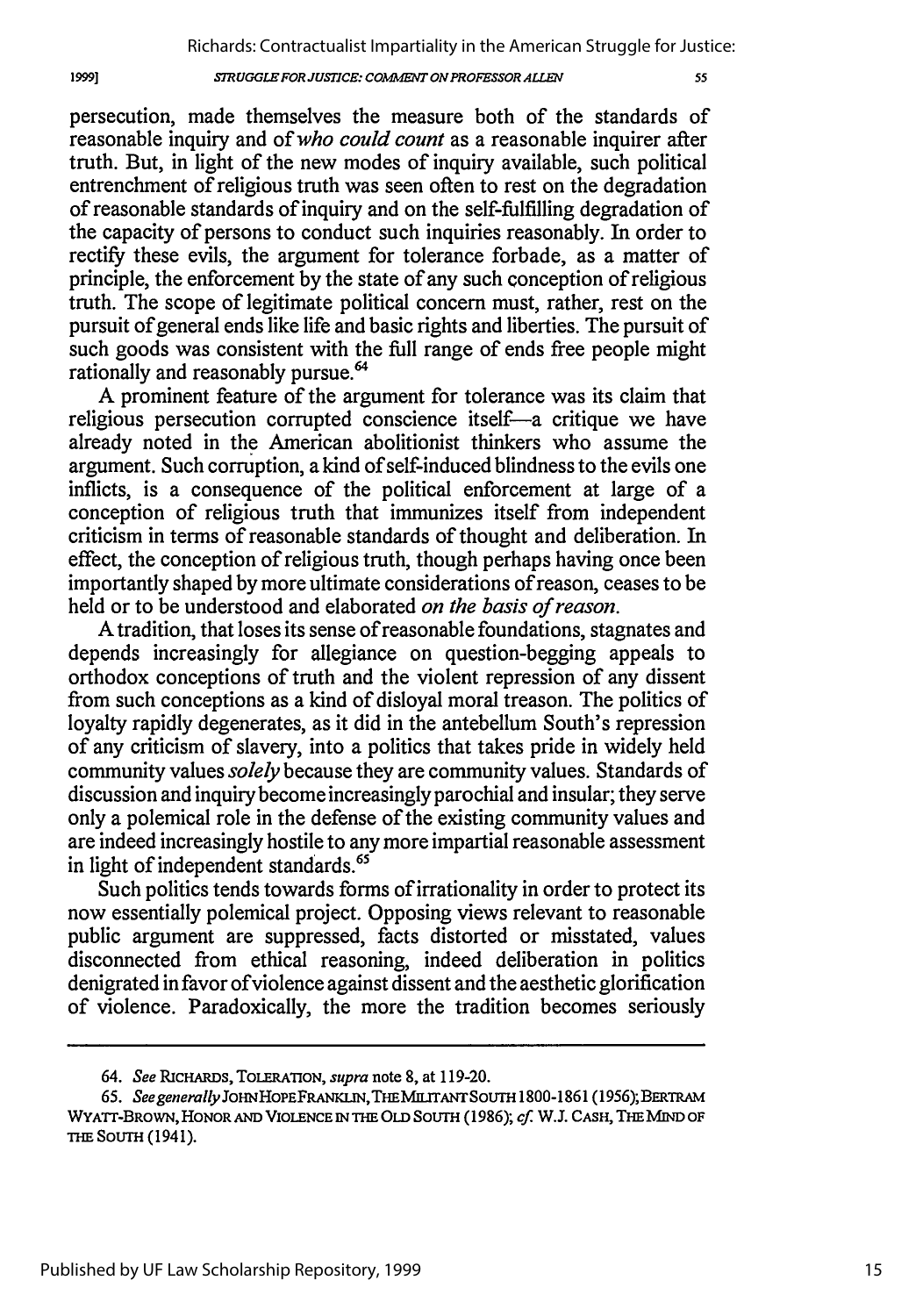persecution, made themselves the measure both of the standards of reasonable inquiry and of *who could count* as a reasonable inquirer after truth. But, in light of the new modes of inquiry available, such political entrenchment of religious truth was seen often to rest on the degradation of reasonable standards of inquiry and on the self-fulfilling degradation of the capacity of persons to conduct such inquiries reasonably. In order to rectify these evils, the argument for tolerance forbade, as a matter of principle, the enforcement by the state of any such conception of religious truth. The scope of legitimate political concern must, rather, rest on the pursuit of general ends like life and basic rights and liberties. The pursuit of such goods was consistent with the full range of ends free people might rationally and reasonably pursue.[64]

A prominent feature of the argument for tolerance was its claim that religious persecution corrupted conscience itself—a critique we have already noted in the American abolitionist thinkers who assume the argument. Such corruption, a kind of self-induced blindness to the evils one inflicts, is a consequence of the political enforcement at large of a conception of religious truth that immunizes itself from independent criticism in terms of reasonable standards of thought and deliberation. In effect, the conception of religious truth, though perhaps having once been importantly shaped by more ultimate considerations of reason, ceases to be held or to be understood and elaborated *on the basis of reason.*

A tradition, that loses its sense of reasonable foundations, stagnates and depends increasingly for allegiance on question-begging appeals to orthodox conceptions of truth and the violent repression of any dissent from such conceptions as a kind of disloyal moral treason. The politics of loyalty rapidly degenerates, as it did in the antebellum South's repression of any criticism of slavery, into a politics that takes pride in widely held community values *solely* because they are community values. Standards of discussion and inquiry become increasingly parochial and insular; they serve only a polemical role in the defense of the existing community values and are indeed increasingly hostile to any more impartial reasonable assessment in light of independent standards.[65]

Such politics tends towards forms of irrationality in order to protect its now essentially polemical project. Opposing views relevant to reasonable public argument are suppressed, facts distorted or misstated, values disconnected from ethical reasoning, indeed deliberation in politics denigrated in favor of violence against dissent and the aesthetic glorification of violence. Paradoxically, the more the tradition becomes seriously

---

64. *See* RICHARDS, TOLERATION, *supra* note 8, at 119-20.

65. *See generally* JOHN HOPE FRANKLIN, THE MILITANT SOUTH 1800-1861 (1956); BERTRAM WYATT-BROWN, HONOR AND VIOLENCE IN THE OLD SOUTH (1986); *cf.* W.J. CASH, THE MIND OF THE SOUTH (1941).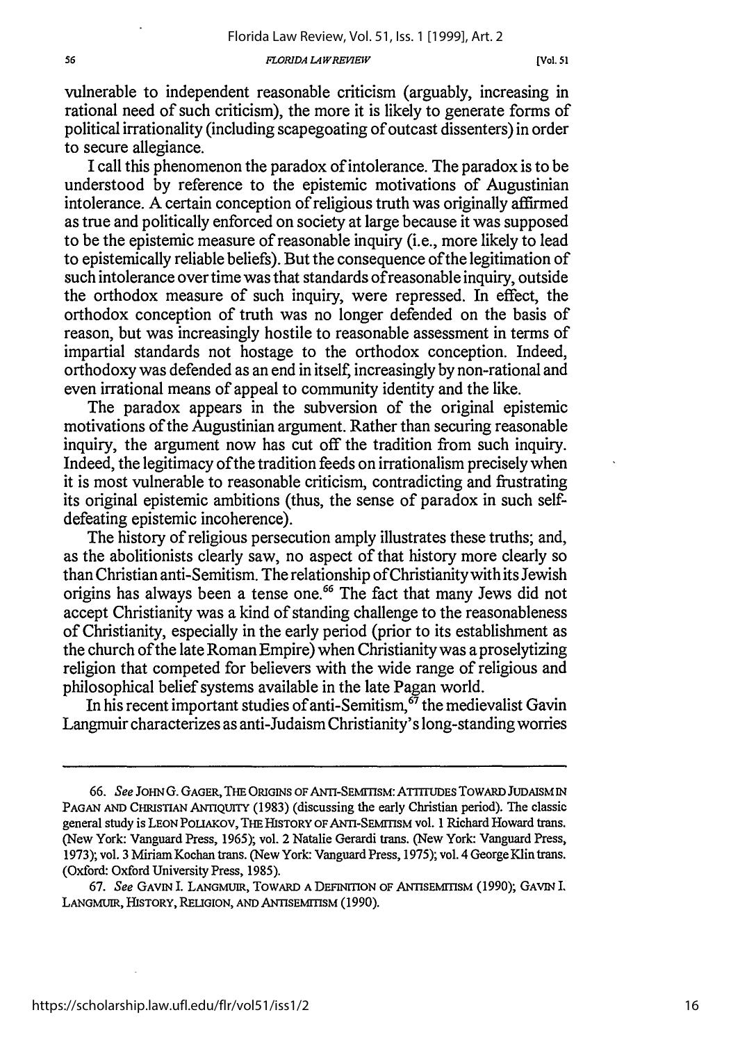vulnerable to independent reasonable criticism (arguably, increasing in rational need of such criticism), the more it is likely to generate forms of political irrationality (including scapegoating of outcast dissenters) in order to secure allegiance.

I call this phenomenon the paradox of intolerance. The paradox is to be understood by reference to the epistemic motivations of Augustinian intolerance. A certain conception of religious truth was originally affirmed as true and politically enforced on society at large because it was supposed to be the epistemic measure of reasonable inquiry (i.e., more likely to lead to epistemically reliable beliefs). But the consequence of the legitimation of such intolerance over time was that standards of reasonable inquiry, outside the orthodox measure of such inquiry, were repressed. In effect, the orthodox conception of truth was no longer defended on the basis of reason, but was increasingly hostile to reasonable assessment in terms of impartial standards not hostage to the orthodox conception. Indeed, orthodoxy was defended as an end in itself, increasingly by non-rational and even irrational means of appeal to community identity and the like.

The paradox appears in the subversion of the original epistemic motivations of the Augustinian argument. Rather than securing reasonable inquiry, the argument now has cut off the tradition from such inquiry. Indeed, the legitimacy of the tradition feeds on irrationalism precisely when it is most vulnerable to reasonable criticism, contradicting and frustrating its original epistemic ambitions (thus, the sense of paradox in such self-defeating epistemic incoherence).

The history of religious persecution amply illustrates these truths; and, as the abolitionists clearly saw, no aspect of that history more clearly so than Christian anti-Semitism. The relationship of Christianity with its Jewish origins has always been a tense one.[66] The fact that many Jews did not accept Christianity was a kind of standing challenge to the reasonableness of Christianity, especially in the early period (prior to its establishment as the church of the late Roman Empire) when Christianity was a proselytizing religion that competed for believers with the wide range of religious and philosophical belief systems available in the late Pagan world.

In his recent important studies of anti-Semitism,[67] the medievalist Gavin Langmuir characterizes as anti-Judaism Christianity's long-standing worries

---

66. *See* JOHN G. GAGER, THE ORIGINS OF ANTI-SEMITISM: ATTITUDES TOWARD JUDAISM IN PAGAN AND CHRISTIAN ANTIQUITY (1983) (discussing the early Christian period). The classic general study is LEON POLIAKOV, THE HISTORY OF ANTI-SEMITISM vol. 1 Richard Howard trans. (New York: Vanguard Press, 1965); vol. 2 Natalie Gerardi trans. (New York: Vanguard Press, 1973); vol. 3 Miriam Kochan trans. (New York: Vanguard Press, 1975); vol. 4 George Klin trans. (Oxford: Oxford University Press, 1985).

67. *See* GAVIN I. LANGMUIR, TOWARD A DEFINITION OF ANTISEMITISM (1990); GAVIN I. LANGMUIR, HISTORY, RELIGION, AND ANTISEMITISM (1990).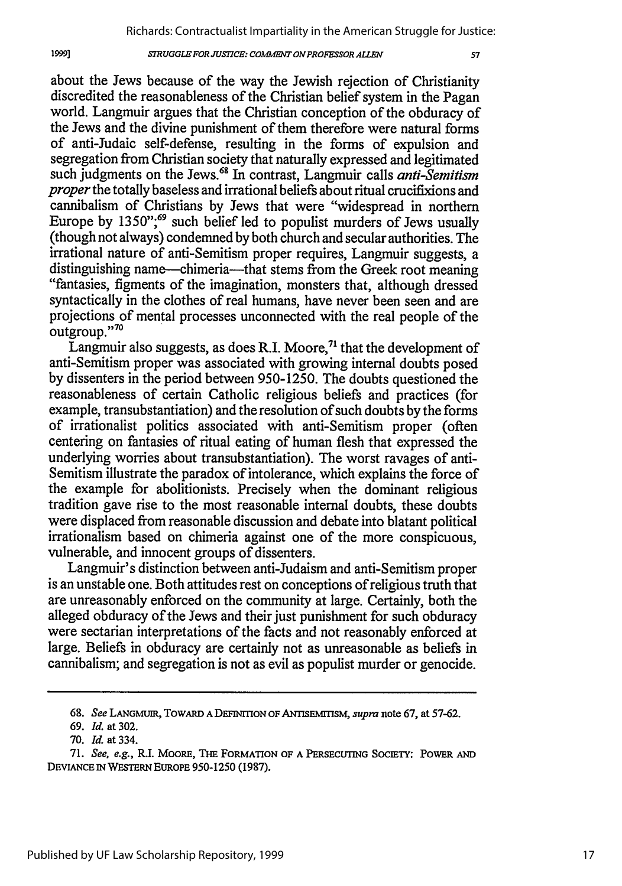about the Jews because of the way the Jewish rejection of Christianity discredited the reasonableness of the Christian belief system in the Pagan world. Langmuir argues that the Christian conception of the obduracy of the Jews and the divine punishment of them therefore were natural forms of anti-Judaic self-defense, resulting in the forms of expulsion and segregation from Christian society that naturally expressed and legitimated such judgments on the Jews.[68] In contrast, Langmuir calls *anti-Semitism proper* the totally baseless and irrational beliefs about ritual crucifixions and cannibalism of Christians by Jews that were "widespread in northern Europe by 1350";[69] such belief led to populist murders of Jews usually (though not always) condemned by both church and secular authorities. The irrational nature of anti-Semitism proper requires, Langmuir suggests, a distinguishing name—chimeria—that stems from the Greek root meaning "fantasies, figments of the imagination, monsters that, although dressed syntactically in the clothes of real humans, have never been seen and are projections of mental processes unconnected with the real people of the outgroup."[70]

Langmuir also suggests, as does R.I. Moore,[71] that the development of anti-Semitism proper was associated with growing internal doubts posed by dissenters in the period between 950-1250. The doubts questioned the reasonableness of certain Catholic religious beliefs and practices (for example, transubstantiation) and the resolution of such doubts by the forms of irrationalist politics associated with anti-Semitism proper (often centering on fantasies of ritual eating of human flesh that expressed the underlying worries about transubstantiation). The worst ravages of anti-Semitism illustrate the paradox of intolerance, which explains the force of the example for abolitionists. Precisely when the dominant religious tradition gave rise to the most reasonable internal doubts, these doubts were displaced from reasonable discussion and debate into blatant political irrationalism based on chimeria against one of the more conspicuous, vulnerable, and innocent groups of dissenters.

Langmuir's distinction between anti-Judaism and anti-Semitism proper is an unstable one. Both attitudes rest on conceptions of religious truth that are unreasonably enforced on the community at large. Certainly, both the alleged obduracy of the Jews and their just punishment for such obduracy were sectarian interpretations of the facts and not reasonably enforced at large. Beliefs in obduracy are certainly not as unreasonable as beliefs in cannibalism; and segregation is not as evil as populist murder or genocide.

---

68. *See* LANGMUIR, TOWARD A DEFINITION OF ANTISEMITISM, *supra* note 67, at 57-62.

69. *Id.* at 302.

70. *Id.* at 334.

71. *See, e.g.*, R.I. MOORE, THE FORMATION OF A PERSECUTING SOCIETY: POWER AND DEVIANCE IN WESTERN EUROPE 950-1250 (1987).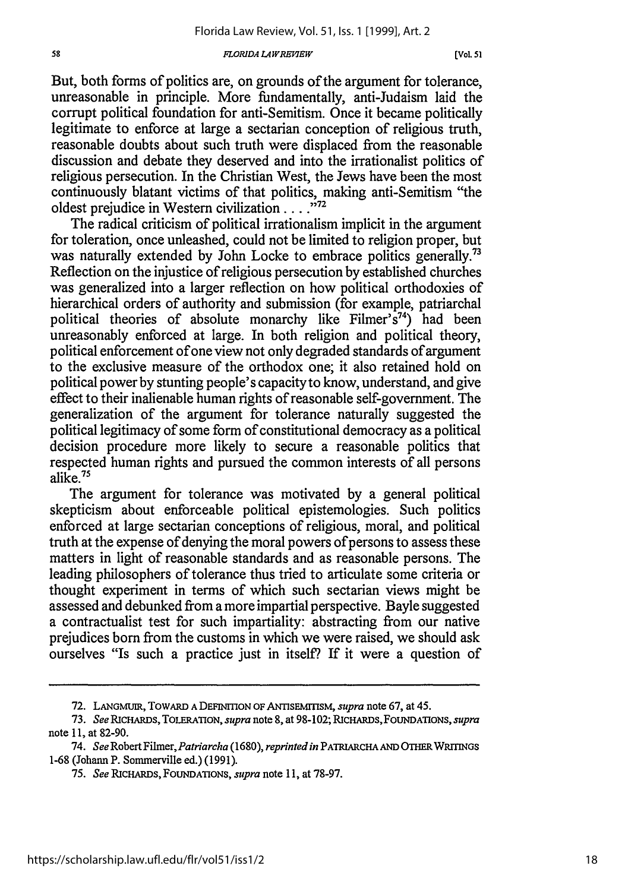But, both forms of politics are, on grounds of the argument for tolerance, unreasonable in principle. More fundamentally, anti-Judaism laid the corrupt political foundation for anti-Semitism. Once it became politically legitimate to enforce at large a sectarian conception of religious truth, reasonable doubts about such truth were displaced from the reasonable discussion and debate they deserved and into the irrationalist politics of religious persecution. In the Christian West, the Jews have been the most continuously blatant victims of that politics, making anti-Semitism "the oldest prejudice in Western civilization . . . ."[72]

The radical criticism of political irrationalism implicit in the argument for toleration, once unleashed, could not be limited to religion proper, but was naturally extended by John Locke to embrace politics generally.[73] Reflection on the injustice of religious persecution by established churches was generalized into a larger reflection on how political orthodoxies of hierarchical orders of authority and submission (for example, patriarchal political theories of absolute monarchy like Filmer's[74]) had been unreasonably enforced at large. In both religion and political theory, political enforcement of one view not only degraded standards of argument to the exclusive measure of the orthodox one; it also retained hold on political power by stunting people's capacity to know, understand, and give effect to their inalienable human rights of reasonable self-government. The generalization of the argument for tolerance naturally suggested the political legitimacy of some form of constitutional democracy as a political decision procedure more likely to secure a reasonable politics that respected human rights and pursued the common interests of all persons alike.[75]

The argument for tolerance was motivated by a general political skepticism about enforceable political epistemologies. Such politics enforced at large sectarian conceptions of religious, moral, and political truth at the expense of denying the moral powers of persons to assess these matters in light of reasonable standards and as reasonable persons. The leading philosophers of tolerance thus tried to articulate some criteria or thought experiment in terms of which such sectarian views might be assessed and debunked from a more impartial perspective. Bayle suggested a contractualist test for such impartiality: abstracting from our native prejudices born from the customs in which we were raised, we should ask ourselves "Is such a practice just in itself? If it were a question of

---

72. LANGMUIR, TOWARD A DEFINITION OF ANTISEMITISM, *supra* note 67, at 45.

73. *See* RICHARDS, TOLERATION, *supra* note 8, at 98-102; RICHARDS, FOUNDATIONS, *supra* note 11, at 82-90.

74. *See* Robert Filmer, *Patriarcha* (1680), *reprinted in* PATRIARCHA AND OTHER WRITINGS 1-68 (Johann P. Sommerville ed.) (1991).

75. *See* RICHARDS, FOUNDATIONS, *supra* note 11, at 78-97.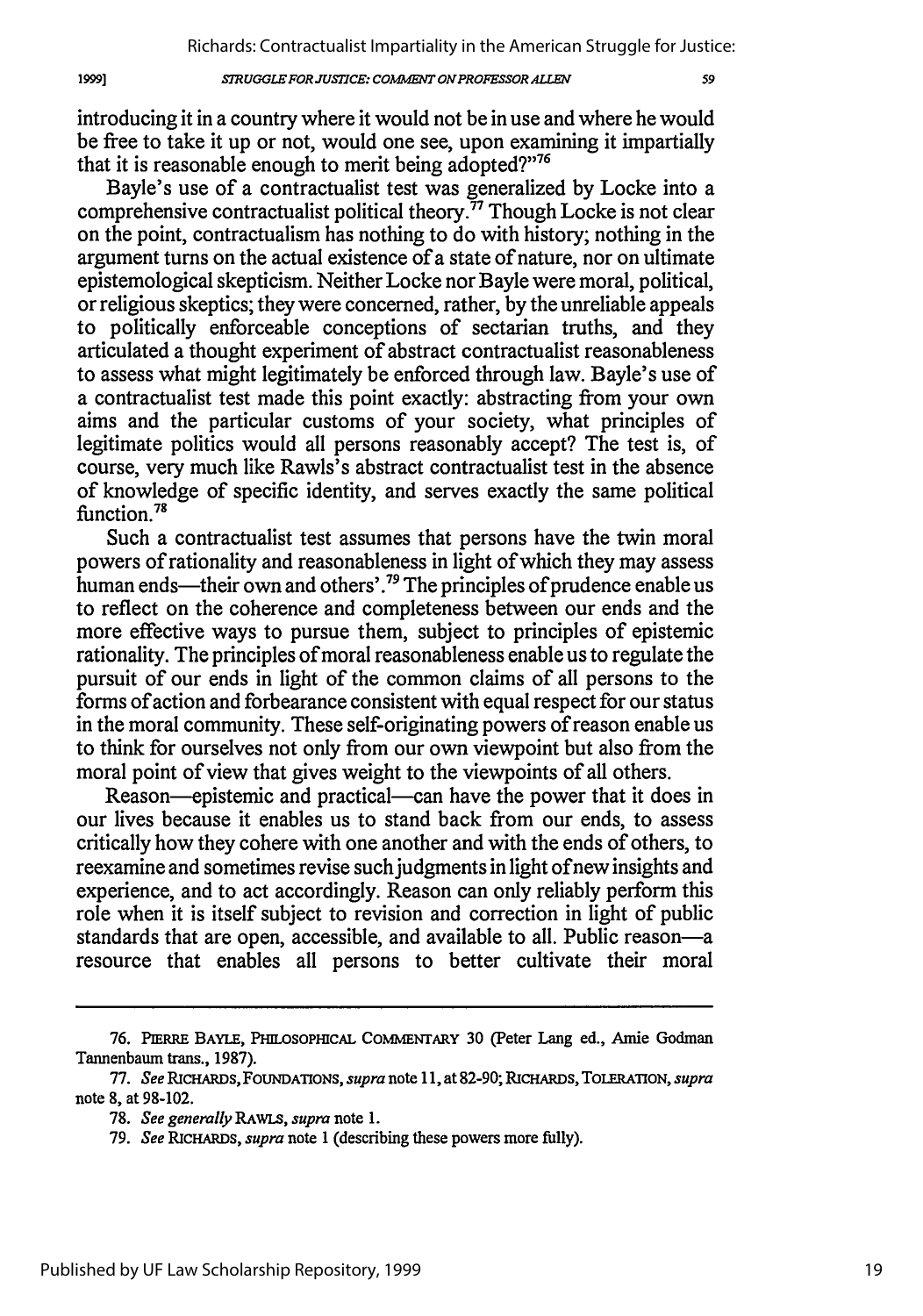introducing it in a country where it would not be in use and where he would be free to take it up or not, would one see, upon examining it impartially that it is reasonable enough to merit being adopted?"[76]

Bayle's use of a contractualist test was generalized by Locke into a comprehensive contractualist political theory.[77] Though Locke is not clear on the point, contractualism has nothing to do with history; nothing in the argument turns on the actual existence of a state of nature, nor on ultimate epistemological skepticism. Neither Locke nor Bayle were moral, political, or religious skeptics; they were concerned, rather, by the unreliable appeals to politically enforceable conceptions of sectarian truths, and they articulated a thought experiment of abstract contractualist reasonableness to assess what might legitimately be enforced through law. Bayle's use of a contractualist test made this point exactly: abstracting from your own aims and the particular customs of your society, what principles of legitimate politics would all persons reasonably accept? The test is, of course, very much like Rawls's abstract contractualist test in the absence of knowledge of specific identity, and serves exactly the same political function.[78]

Such a contractualist test assumes that persons have the twin moral powers of rationality and reasonableness in light of which they may assess human ends—their own and others'.[79] The principles of prudence enable us to reflect on the coherence and completeness between our ends and the more effective ways to pursue them, subject to principles of epistemic rationality. The principles of moral reasonableness enable us to regulate the pursuit of our ends in light of the common claims of all persons to the forms of action and forbearance consistent with equal respect for our status in the moral community. These self-originating powers of reason enable us to think for ourselves not only from our own viewpoint but also from the moral point of view that gives weight to the viewpoints of all others.

Reason—epistemic and practical—can have the power that it does in our lives because it enables us to stand back from our ends, to assess critically how they cohere with one another and with the ends of others, to reexamine and sometimes revise such judgments in light of new insights and experience, and to act accordingly. Reason can only reliably perform this role when it is itself subject to revision and correction in light of public standards that are open, accessible, and available to all. Public reason—a resource that enables all persons to better cultivate their moral

---

76. PIERRE BAYLE, PHILOSOPHICAL COMMENTARY 30 (Peter Lang ed., Amie Godman Tannenbaum trans., 1987).

77. *See* RICHARDS, FOUNDATIONS, *supra* note 11, at 82-90; RICHARDS, TOLERATION, *supra* note 8, at 98-102.

78. *See generally* RAWLS, *supra* note 1.

79. *See* RICHARDS, *supra* note 1 (describing these powers more fully).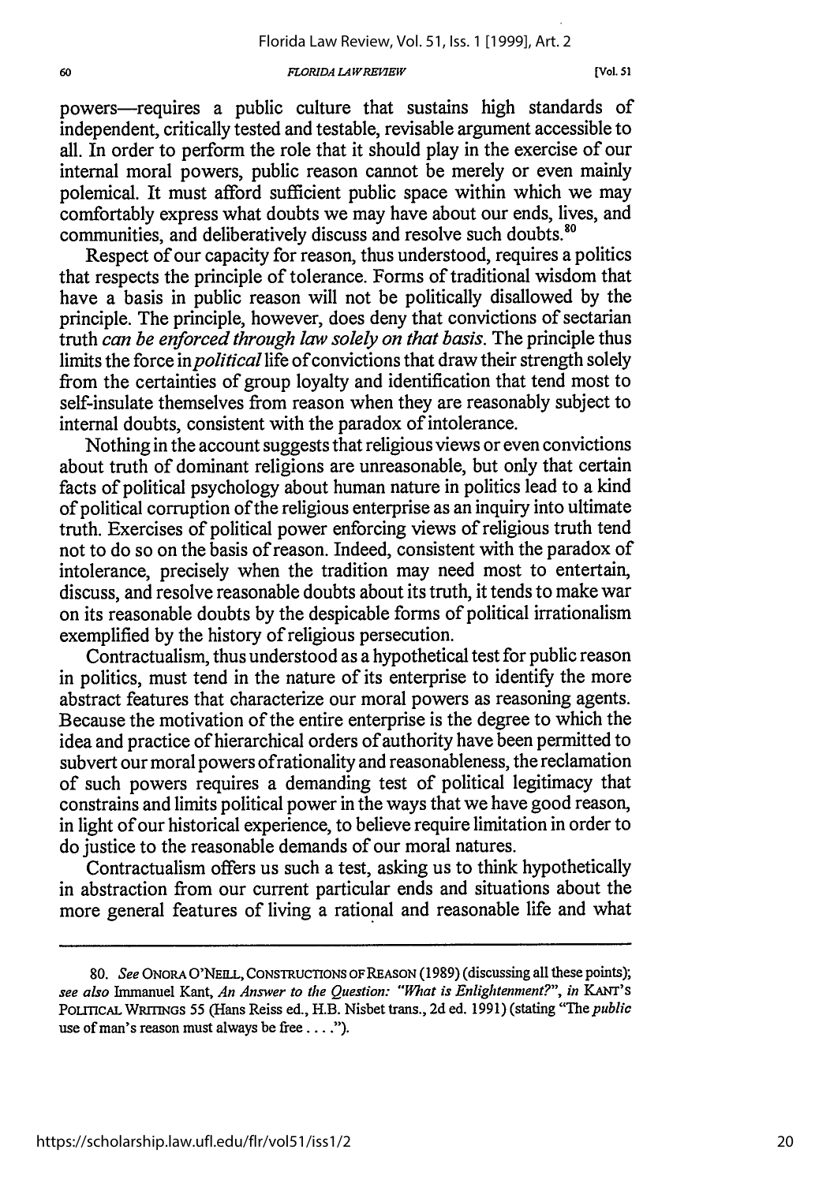powers—requires a public culture that sustains high standards of independent, critically tested and testable, revisable argument accessible to all. In order to perform the role that it should play in the exercise of our internal moral powers, public reason cannot be merely or even mainly polemical. It must afford sufficient public space within which we may comfortably express what doubts we may have about our ends, lives, and communities, and deliberatively discuss and resolve such doubts.[80]

Respect of our capacity for reason, thus understood, requires a politics that respects the principle of tolerance. Forms of traditional wisdom that have a basis in public reason will not be politically disallowed by the principle. The principle, however, does deny that convictions of sectarian truth *can be enforced through law solely on that basis*. The principle thus limits the force in *political* life of convictions that draw their strength solely from the certainties of group loyalty and identification that tend most to self-insulate themselves from reason when they are reasonably subject to internal doubts, consistent with the paradox of intolerance.

Nothing in the account suggests that religious views or even convictions about truth of dominant religions are unreasonable, but only that certain facts of political psychology about human nature in politics lead to a kind of political corruption of the religious enterprise as an inquiry into ultimate truth. Exercises of political power enforcing views of religious truth tend not to do so on the basis of reason. Indeed, consistent with the paradox of intolerance, precisely when the tradition may need most to entertain, discuss, and resolve reasonable doubts about its truth, it tends to make war on its reasonable doubts by the despicable forms of political irrationalism exemplified by the history of religious persecution.

Contractualism, thus understood as a hypothetical test for public reason in politics, must tend in the nature of its enterprise to identify the more abstract features that characterize our moral powers as reasoning agents. Because the motivation of the entire enterprise is the degree to which the idea and practice of hierarchical orders of authority have been permitted to subvert our moral powers of rationality and reasonableness, the reclamation of such powers requires a demanding test of political legitimacy that constrains and limits political power in the ways that we have good reason, in light of our historical experience, to believe require limitation in order to do justice to the reasonable demands of our moral natures.

Contractualism offers us such a test, asking us to think hypothetically in abstraction from our current particular ends and situations about the more general features of living a rational and reasonable life and what

---

80. *See* ONORA O'NEILL, CONSTRUCTIONS OF REASON (1989) (discussing all these points); *see also* Immanuel Kant, *An Answer to the Question: "What is Enlightenment?"*, *in* KANT'S POLITICAL WRITINGS 55 (Hans Reiss ed., H.B. Nisbet trans., 2d ed. 1991) (stating "The *public* use of man's reason must always be free . . . .").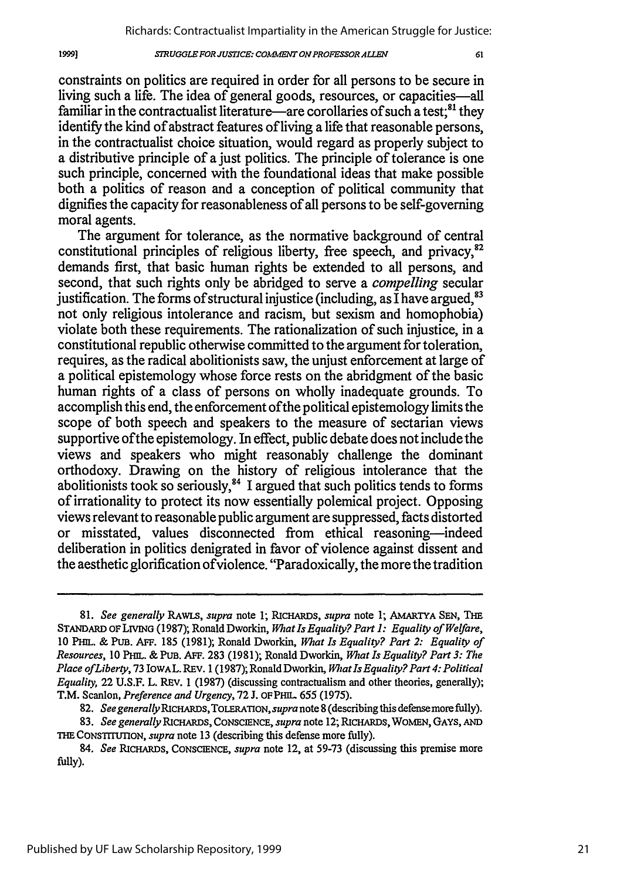constraints on politics are required in order for all persons to be secure in living such a life. The idea of general goods, resources, or capacities—all familiar in the contractualist literature—are corollaries of such a test;[81] they identify the kind of abstract features of living a life that reasonable persons, in the contractualist choice situation, would regard as properly subject to a distributive principle of a just politics. The principle of tolerance is one such principle, concerned with the foundational ideas that make possible both a politics of reason and a conception of political community that dignifies the capacity for reasonableness of all persons to be self-governing moral agents.

The argument for tolerance, as the normative background of central constitutional principles of religious liberty, free speech, and privacy,[82] demands first, that basic human rights be extended to all persons, and second, that such rights only be abridged to serve a *compelling* secular justification. The forms of structural injustice (including, as I have argued,[83] not only religious intolerance and racism, but sexism and homophobia) violate both these requirements. The rationalization of such injustice, in a constitutional republic otherwise committed to the argument for toleration, requires, as the radical abolitionists saw, the unjust enforcement at large of a political epistemology whose force rests on the abridgment of the basic human rights of a class of persons on wholly inadequate grounds. To accomplish this end, the enforcement of the political epistemology limits the scope of both speech and speakers to the measure of sectarian views supportive of the epistemology. In effect, public debate does not include the views and speakers who might reasonably challenge the dominant orthodoxy. Drawing on the history of religious intolerance that the abolitionists took so seriously,[84] I argued that such politics tends to forms of irrationality to protect its now essentially polemical project. Opposing views relevant to reasonable public argument are suppressed, facts distorted or misstated, values disconnected from ethical reasoning—indeed deliberation in politics denigrated in favor of violence against dissent and the aesthetic glorification of violence. "Paradoxically, the more the tradition

---

81. *See generally* RAWLS, *supra* note 1; RICHARDS, *supra* note 1; AMARTYA SEN, THE STANDARD OF LIVING (1987); Ronald Dworkin, *What Is Equality? Part 1: Equality of Welfare*, 10 PHIL. & PUB. AFF. 185 (1981); Ronald Dworkin, *What Is Equality? Part 2: Equality of Resources*, 10 PHIL. & PUB. AFF. 283 (1981); Ronald Dworkin, *What Is Equality? Part 3: The Place of Liberty*, 73 IOWA L. REV. 1 (1987); Ronald Dworkin, *What Is Equality? Part 4: Political Equality*, 22 U.S.F. L. REV. 1 (1987) (discussing contractualism and other theories, generally); T.M. Scanlon, *Preference and Urgency*, 72 J. OF PHIL. 655 (1975).

82. *See generally* RICHARDS, TOLERATION, *supra* note 8 (describing this defense more fully).

83. *See generally* RICHARDS, CONSCIENCE, *supra* note 12; RICHARDS, WOMEN, GAYS, AND THE CONSTITUTION, *supra* note 13 (describing this defense more fully).

84. *See* RICHARDS, CONSCIENCE, *supra* note 12, at 59-73 (discussing this premise more fully).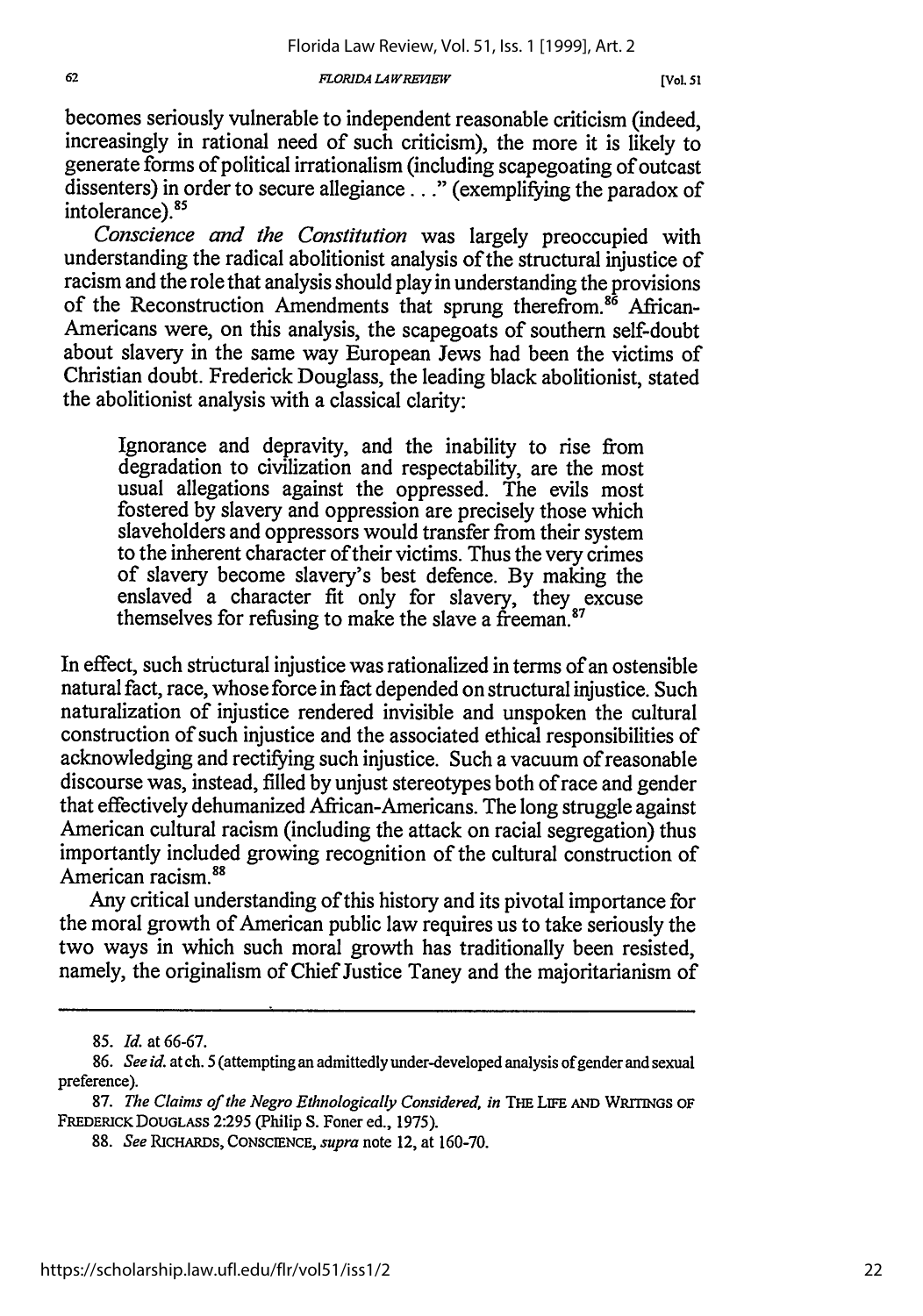becomes seriously vulnerable to independent reasonable criticism (indeed, increasingly in rational need of such criticism), the more it is likely to generate forms of political irrationalism (including scapegoating of outcast dissenters) in order to secure allegiance . . ." (exemplifying the paradox of intolerance).[85]

*Conscience and the Constitution* was largely preoccupied with understanding the radical abolitionist analysis of the structural injustice of racism and the role that analysis should play in understanding the provisions of the Reconstruction Amendments that sprung therefrom.[86] African-Americans were, on this analysis, the scapegoats of southern self-doubt about slavery in the same way European Jews had been the victims of Christian doubt. Frederick Douglass, the leading black abolitionist, stated the abolitionist analysis with a classical clarity:

> Ignorance and depravity, and the inability to rise from degradation to civilization and respectability, are the most usual allegations against the oppressed. The evils most fostered by slavery and oppression are precisely those which slaveholders and oppressors would transfer from their system to the inherent character of their victims. Thus the very crimes of slavery become slavery's best defence. By making the enslaved a character fit only for slavery, they excuse themselves for refusing to make the slave a freeman.[87]

In effect, such structural injustice was rationalized in terms of an ostensible natural fact, race, whose force in fact depended on structural injustice. Such naturalization of injustice rendered invisible and unspoken the cultural construction of such injustice and the associated ethical responsibilities of acknowledging and rectifying such injustice. Such a vacuum of reasonable discourse was, instead, filled by unjust stereotypes both of race and gender that effectively dehumanized African-Americans. The long struggle against American cultural racism (including the attack on racial segregation) thus importantly included growing recognition of the cultural construction of American racism.[88]

Any critical understanding of this history and its pivotal importance for the moral growth of American public law requires us to take seriously the two ways in which such moral growth has traditionally been resisted, namely, the originalism of Chief Justice Taney and the majoritarianism of

---

85. *Id.* at 66-67.

86. *See id.* at ch. 5 (attempting an admittedly under-developed analysis of gender and sexual preference).

87. *The Claims of the Negro Ethnologically Considered, in* THE LIFE AND WRITINGS OF FREDERICK DOUGLASS 2:295 (Philip S. Foner ed., 1975).

88. *See* RICHARDS, CONSCIENCE, *supra* note 12, at 160-70.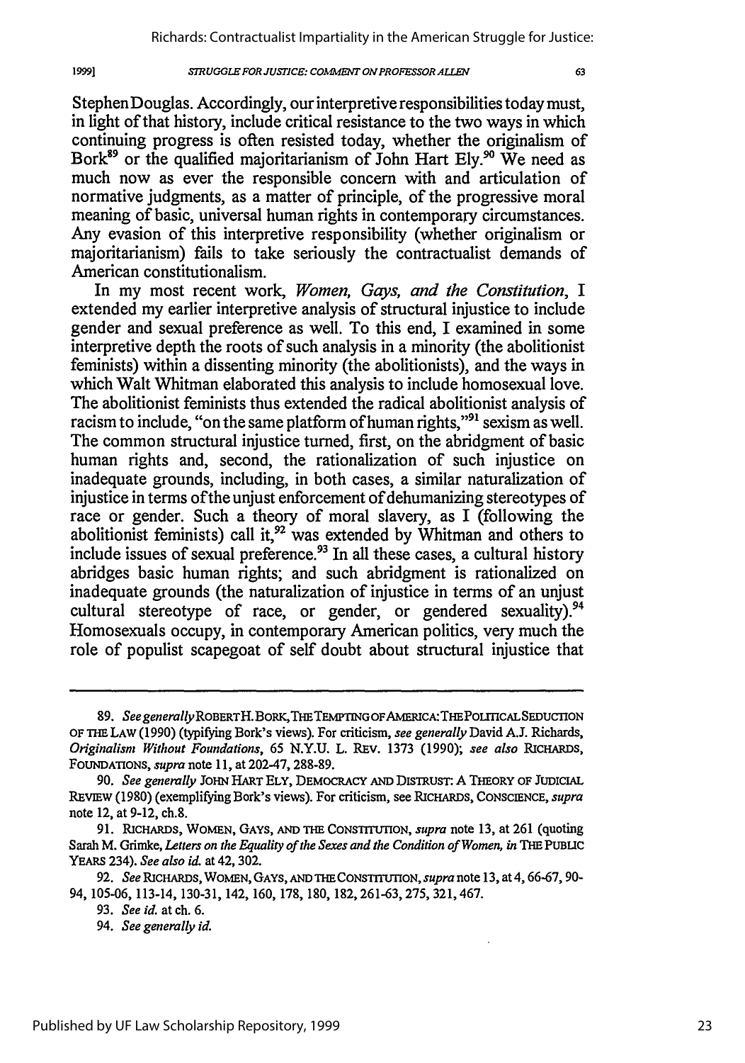Stephen Douglas. Accordingly, our interpretive responsibilities today must, in light of that history, include critical resistance to the two ways in which continuing progress is often resisted today, whether the originalism of Bork[89] or the qualified majoritarianism of John Hart Ely.[90] We need as much now as ever the responsible concern with and articulation of normative judgments, as a matter of principle, of the progressive moral meaning of basic, universal human rights in contemporary circumstances. Any evasion of this interpretive responsibility (whether originalism or majoritarianism) fails to take seriously the contractualist demands of American constitutionalism.

In my most recent work, *Women, Gays, and the Constitution*, I extended my earlier interpretive analysis of structural injustice to include gender and sexual preference as well. To this end, I examined in some interpretive depth the roots of such analysis in a minority (the abolitionist feminists) within a dissenting minority (the abolitionists), and the ways in which Walt Whitman elaborated this analysis to include homosexual love. The abolitionist feminists thus extended the radical abolitionist analysis of racism to include, "on the same platform of human rights,"[91] sexism as well. The common structural injustice turned, first, on the abridgment of basic human rights and, second, the rationalization of such injustice on inadequate grounds, including, in both cases, a similar naturalization of injustice in terms of the unjust enforcement of dehumanizing stereotypes of race or gender. Such a theory of moral slavery, as I (following the abolitionist feminists) call it,[92] was extended by Whitman and others to include issues of sexual preference.[93] In all these cases, a cultural history abridges basic human rights; and such abridgment is rationalized on inadequate grounds (the naturalization of injustice in terms of an unjust cultural stereotype of race, or gender, or gendered sexuality).[94] Homosexuals occupy, in contemporary American politics, very much the role of populist scapegoat of self doubt about structural injustice that

---

89. *See generally* ROBERT H. BORK, THE TEMPTING OF AMERICA: THE POLITICAL SEDUCTION OF THE LAW (1990) (typifying Bork's views). For criticism, *see generally* David A.J. Richards, *Originalism Without Foundations*, 65 N.Y.U. L. REV. 1373 (1990); *see also* RICHARDS, FOUNDATIONS, *supra* note 11, at 202-47, 288-89.

90. *See generally* JOHN HART ELY, DEMOCRACY AND DISTRUST: A THEORY OF JUDICIAL REVIEW (1980) (exemplifying Bork's views). For criticism, see RICHARDS, CONSCIENCE, *supra* note 12, at 9-12, ch.8.

91. RICHARDS, WOMEN, GAYS, AND THE CONSTITUTION, *supra* note 13, at 261 (quoting Sarah M. Grimke, *Letters on the Equality of the Sexes and the Condition of Women*, *in* THE PUBLIC YEARS 234). *See also id.* at 42, 302.

92. *See* RICHARDS, WOMEN, GAYS, AND THE CONSTITUTION, *supra* note 13, at 4, 66-67, 90-94, 105-06, 113-14, 130-31, 142, 160, 178, 180, 182, 261-63, 275, 321, 467.

93. *See id.* at ch. 6.

94. *See generally id.*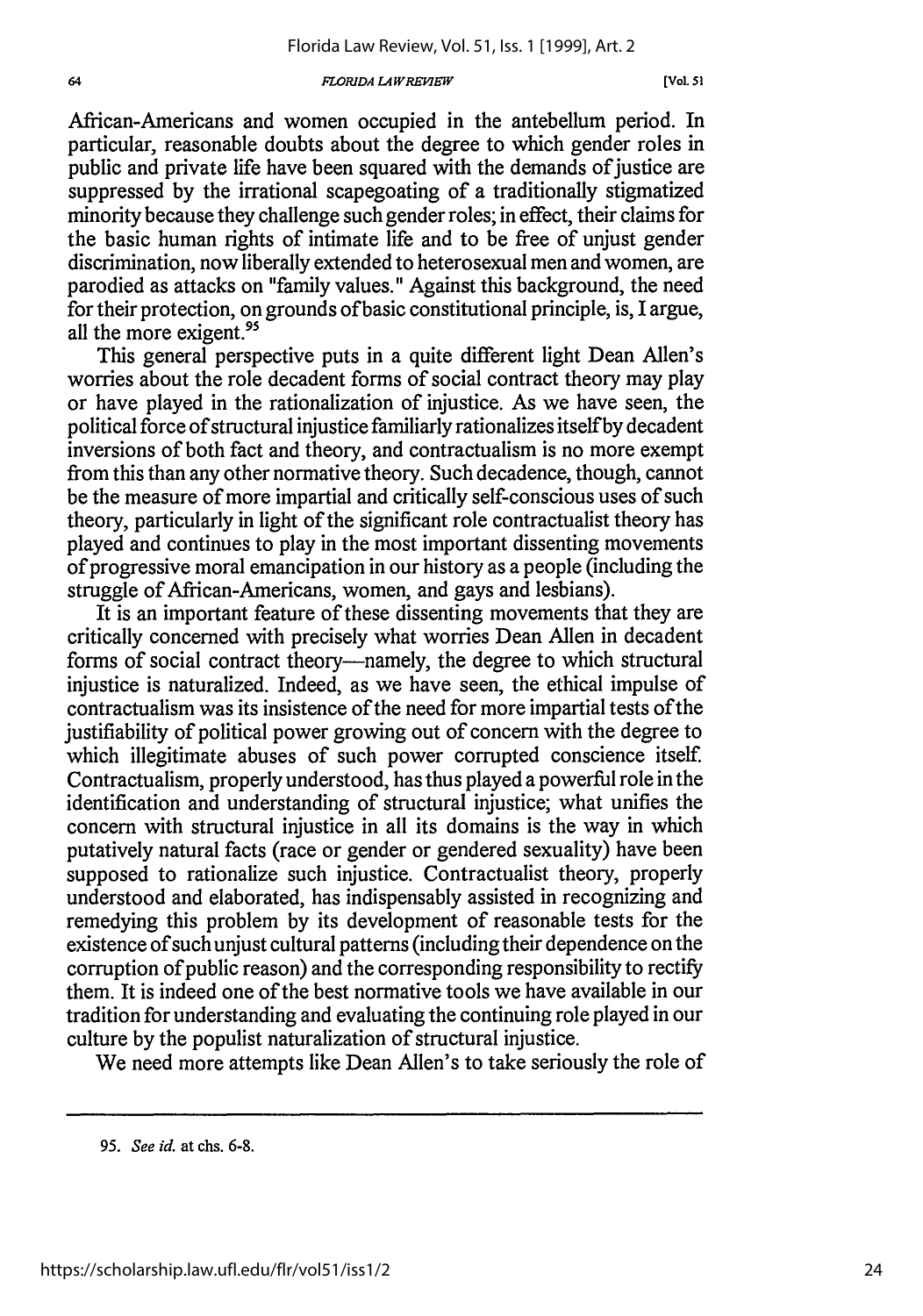African-Americans and women occupied in the antebellum period. In particular, reasonable doubts about the degree to which gender roles in public and private life have been squared with the demands of justice are suppressed by the irrational scapegoating of a traditionally stigmatized minority because they challenge such gender roles; in effect, their claims for the basic human rights of intimate life and to be free of unjust gender discrimination, now liberally extended to heterosexual men and women, are parodied as attacks on "family values." Against this background, the need for their protection, on grounds of basic constitutional principle, is, I argue, all the more exigent.[95]

This general perspective puts in a quite different light Dean Allen's worries about the role decadent forms of social contract theory may play or have played in the rationalization of injustice. As we have seen, the political force of structural injustice familiarly rationalizes itself by decadent inversions of both fact and theory, and contractualism is no more exempt from this than any other normative theory. Such decadence, though, cannot be the measure of more impartial and critically self-conscious uses of such theory, particularly in light of the significant role contractualist theory has played and continues to play in the most important dissenting movements of progressive moral emancipation in our history as a people (including the struggle of African-Americans, women, and gays and lesbians).

It is an important feature of these dissenting movements that they are critically concerned with precisely what worries Dean Allen in decadent forms of social contract theory—namely, the degree to which structural injustice is naturalized. Indeed, as we have seen, the ethical impulse of contractualism was its insistence of the need for more impartial tests of the justifiability of political power growing out of concern with the degree to which illegitimate abuses of such power corrupted conscience itself. Contractualism, properly understood, has thus played a powerful role in the identification and understanding of structural injustice; what unifies the concern with structural injustice in all its domains is the way in which putatively natural facts (race or gender or gendered sexuality) have been supposed to rationalize such injustice. Contractualist theory, properly understood and elaborated, has indispensably assisted in recognizing and remedying this problem by its development of reasonable tests for the existence of such unjust cultural patterns (including their dependence on the corruption of public reason) and the corresponding responsibility to rectify them. It is indeed one of the best normative tools we have available in our tradition for understanding and evaluating the continuing role played in our culture by the populist naturalization of structural injustice.

We need more attempts like Dean Allen's to take seriously the role of

95. *See id.* at chs. 6-8.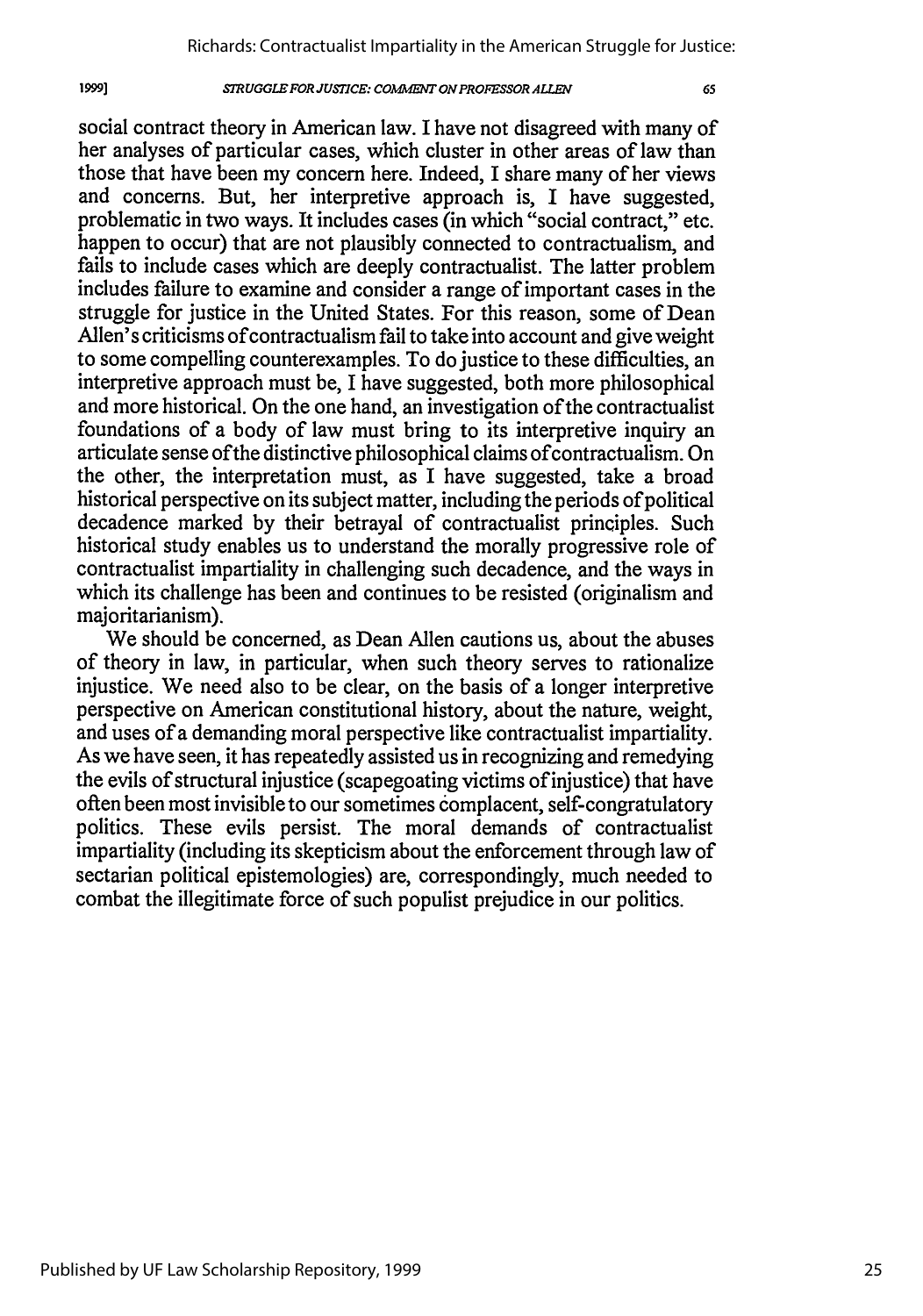social contract theory in American law. I have not disagreed with many of her analyses of particular cases, which cluster in other areas of law than those that have been my concern here. Indeed, I share many of her views and concerns. But, her interpretive approach is, I have suggested, problematic in two ways. It includes cases (in which "social contract," etc. happen to occur) that are not plausibly connected to contractualism, and fails to include cases which are deeply contractualist. The latter problem includes failure to examine and consider a range of important cases in the struggle for justice in the United States. For this reason, some of Dean Allen's criticisms of contractualism fail to take into account and give weight to some compelling counterexamples. To do justice to these difficulties, an interpretive approach must be, I have suggested, both more philosophical and more historical. On the one hand, an investigation of the contractualist foundations of a body of law must bring to its interpretive inquiry an articulate sense of the distinctive philosophical claims of contractualism. On the other, the interpretation must, as I have suggested, take a broad historical perspective on its subject matter, including the periods of political decadence marked by their betrayal of contractualist principles. Such historical study enables us to understand the morally progressive role of contractualist impartiality in challenging such decadence, and the ways in which its challenge has been and continues to be resisted (originalism and majoritarianism).

We should be concerned, as Dean Allen cautions us, about the abuses of theory in law, in particular, when such theory serves to rationalize injustice. We need also to be clear, on the basis of a longer interpretive perspective on American constitutional history, about the nature, weight, and uses of a demanding moral perspective like contractualist impartiality. As we have seen, it has repeatedly assisted us in recognizing and remedying the evils of structural injustice (scapegoating victims of injustice) that have often been most invisible to our sometimes complacent, self-congratulatory politics. These evils persist. The moral demands of contractualist impartiality (including its skepticism about the enforcement through law of sectarian political epistemologies) are, correspondingly, much needed to combat the illegitimate force of such populist prejudice in our politics.